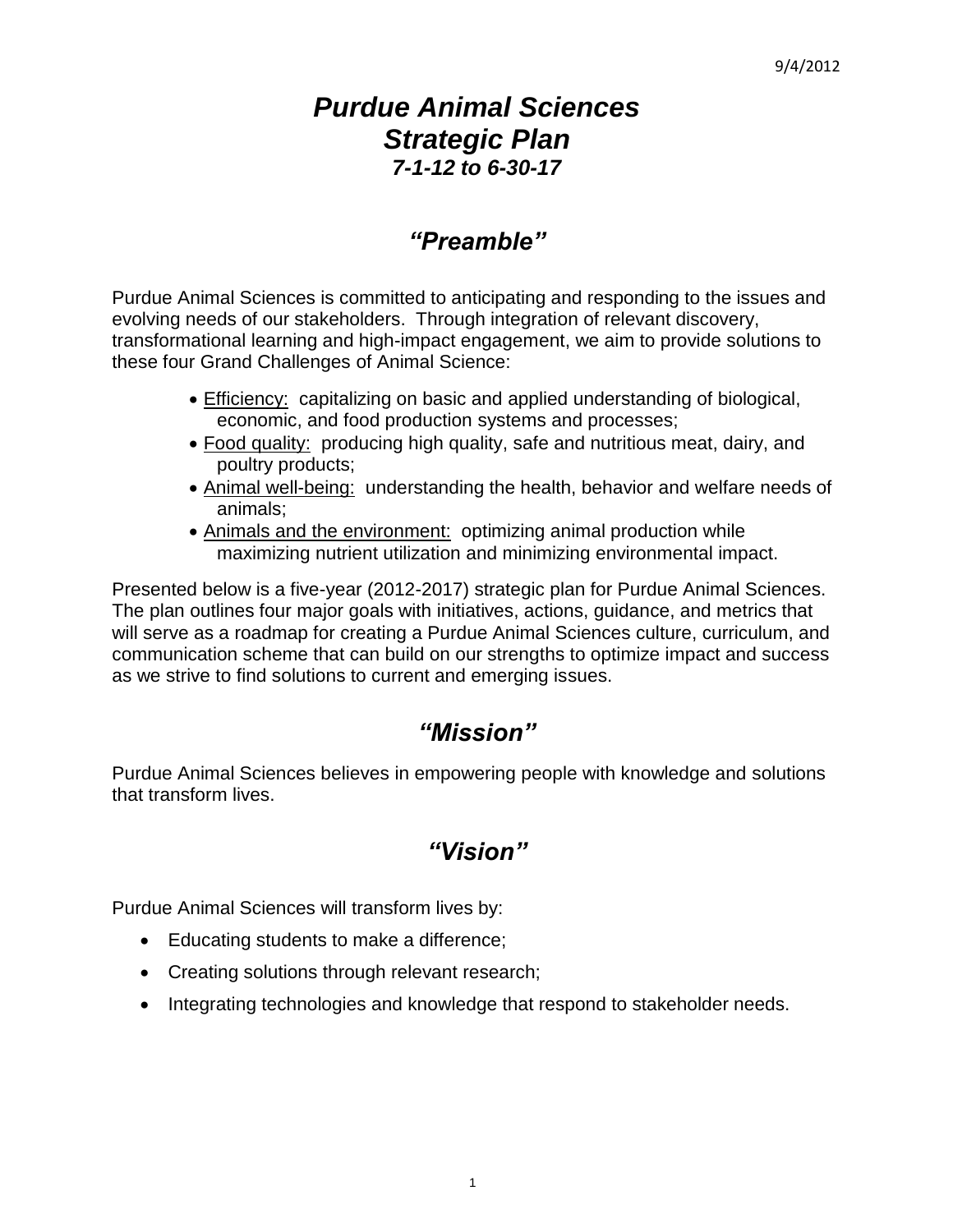9/4/2012

# *Purdue Animal Sciences Strategic Plan*

### *7-1-12 to 6-30-17*

## *"Preamble"*

Purdue Animal Sciences is committed to anticipating and responding to the issues and evolving needs of our stakeholders. Through integration of relevant discovery, transformational learning and high-impact engagement, we aim to provide solutions to these four Grand Challenges of Animal Science:

- Efficiency: capitalizing on basic and applied understanding of biological, economic, and food production systems and processes;
- Food quality: producing high quality, safe and nutritious meat, dairy, and poultry products;
- Animal well-being: understanding the health, behavior and welfare needs of animals;
- Animals and the environment: optimizing animal production while maximizing nutrient utilization and minimizing environmental impact.

Presented below is a five-year (2012-2017) strategic plan for Purdue Animal Sciences. The plan outlines four major goals with initiatives, actions, guidance, and metrics that will serve as a roadmap for creating a Purdue Animal Sciences culture, curriculum, and communication scheme that can build on our strengths to optimize impact and success as we strive to find solutions to current and emerging issues.

## *"Mission"*

Purdue Animal Sciences believes in empowering people with knowledge and solutions that transform lives.

## *"Vision"*

Purdue Animal Sciences will transform lives by:

- Educating students to make a difference;
- Creating solutions through relevant research;
- Integrating technologies and knowledge that respond to stakeholder needs.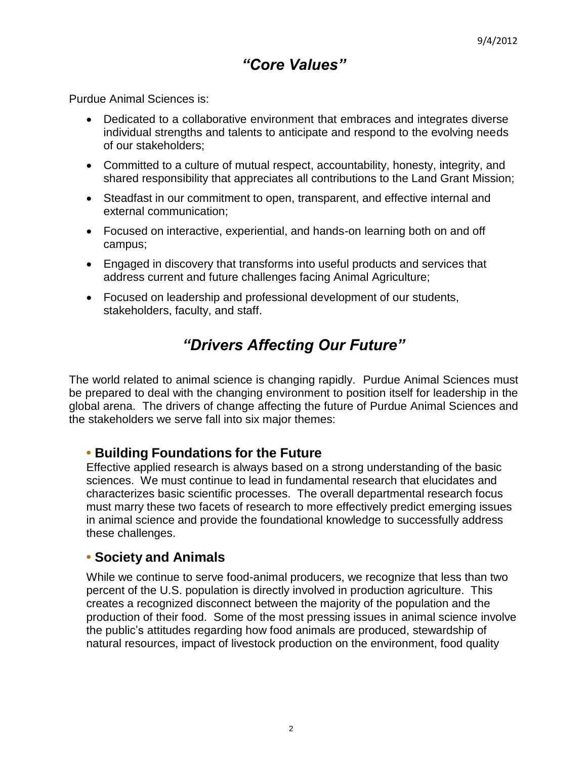## *"Core Values"*

Purdue Animal Sciences is:

- Dedicated to a collaborative environment that embraces and integrates diverse individual strengths and talents to anticipate and respond to the evolving needs of our stakeholders;
- Committed to a culture of mutual respect, accountability, honesty, integrity, and shared responsibility that appreciates all contributions to the Land Grant Mission;
- Steadfast in our commitment to open, transparent, and effective internal and external communication;
- Focused on interactive, experiential, and hands-on learning both on and off campus;
- Engaged in discovery that transforms into useful products and services that address current and future challenges facing Animal Agriculture;
- Focused on leadership and professional development of our students, stakeholders, faculty, and staff.

## *"Drivers Affecting Our Future"*

The world related to animal science is changing rapidly. Purdue Animal Sciences must be prepared to deal with the changing environment to position itself for leadership in the global arena. The drivers of change affecting the future of Purdue Animal Sciences and the stakeholders we serve fall into six major themes:

### • Building Foundations for the Future

Effective applied research is always based on a strong understanding of the basic sciences. We must continue to lead in fundamental research that elucidates and characterizes basic scientific processes. The overall departmental research focus must marry these two facets of research to more effectively predict emerging issues in animal science and provide the foundational knowledge to successfully address these challenges.

### • Society and Animals

While we continue to serve food-animal producers, we recognize that less than two percent of the U.S. population is directly involved in production agriculture. This creates a recognized disconnect between the majority of the population and the production of their food. Some of the most pressing issues in animal science involve the public's attitudes regarding how food animals are produced, stewardship of natural resources, impact of livestock production on the environment, food quality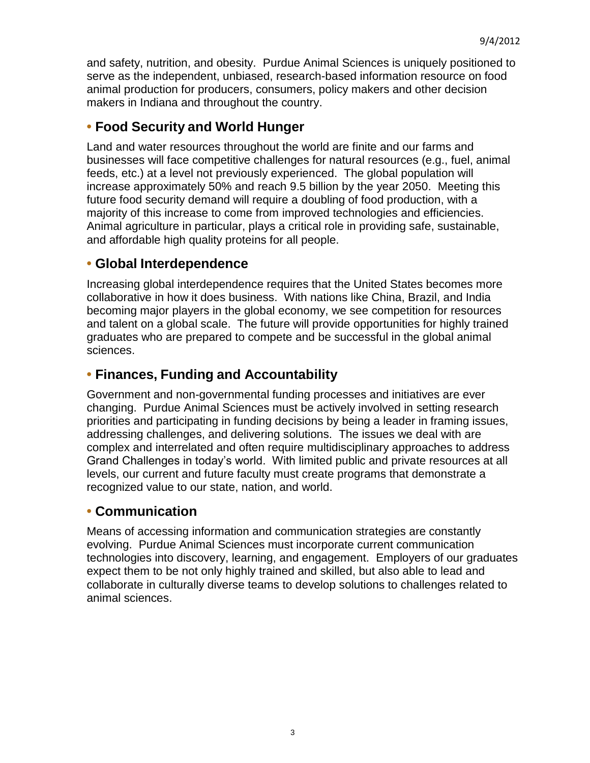and safety, nutrition, and obesity. Purdue Animal Sciences is uniquely positioned to serve as the independent, unbiased, research-based information resource on food animal production for producers, consumers, policy makers and other decision makers in Indiana and throughout the country.

## • Food Security and World Hunger

Land and water resources throughout the world are finite and our farms and businesses will face competitive challenges for natural resources (e.g., fuel, animal feeds, etc.) at a level not previously experienced. The global population will increase approximately 50% and reach 9.5 billion by the year 2050. Meeting this future food security demand will require a doubling of food production, with a majority of this increase to come from improved technologies and efficiencies. Animal agriculture in particular, plays a critical role in providing safe, sustainable, and affordable high quality proteins for all people.

## • Global Interdependence

Increasing global interdependence requires that the United States becomes more collaborative in how it does business. With nations like China, Brazil, and India becoming major players in the global economy, we see competition for resources and talent on a global scale. The future will provide opportunities for highly trained graduates who are prepared to compete and be successful in the global animal sciences.

## • Finances, Funding and Accountability

Government and non-governmental funding processes and initiatives are ever changing. Purdue Animal Sciences must be actively involved in setting research priorities and participating in funding decisions by being a leader in framing issues, addressing challenges, and delivering solutions. The issues we deal with are complex and interrelated and often require multidisciplinary approaches to address Grand Challenges in today's world. With limited public and private resources at all levels, our current and future faculty must create programs that demonstrate a recognized value to our state, nation, and world.

## • Communication

Means of accessing information and communication strategies are constantly evolving. Purdue Animal Sciences must incorporate current communication technologies into discovery, learning, and engagement. Employers of our graduates expect them to be not only highly trained and skilled, but also able to lead and collaborate in culturally diverse teams to develop solutions to challenges related to animal sciences.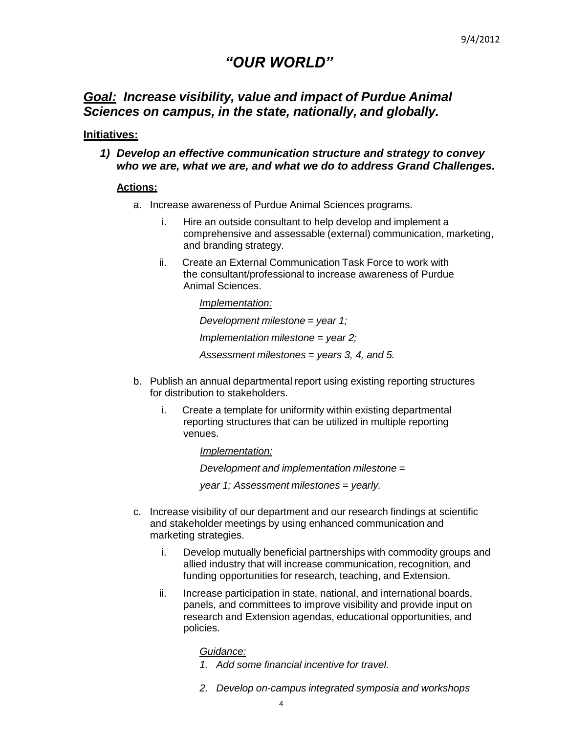# *"OUR WORLD"*

## ***Goal:*** ***Increase visibility, value and impact of Purdue Animal Sciences on campus, in the state, nationally, and globally.***

**Initiatives:**

***1) Develop an effective communication structure and strategy to convey who we are, what we are, and what we do to address Grand Challenges.***

**Actions:**

a. Increase awareness of Purdue Animal Sciences programs.

   i. Hire an outside consultant to help develop and implement a comprehensive and assessable (external) communication, marketing, and branding strategy.

   ii. Create an External Communication Task Force to work with the consultant/professional to increase awareness of Purdue Animal Sciences.

   *Implementation:*

   *Development milestone = year 1;*

   *Implementation milestone = year 2;*

   *Assessment milestones = years 3, 4, and 5.*

b. Publish an annual departmental report using existing reporting structures for distribution to stakeholders.

   i. Create a template for uniformity within existing departmental reporting structures that can be utilized in multiple reporting venues.

   *Implementation:*

   *Development and implementation milestone = year 1; Assessment milestones = yearly.*

c. Increase visibility of our department and our research findings at scientific and stakeholder meetings by using enhanced communication and marketing strategies.

   i. Develop mutually beneficial partnerships with commodity groups and allied industry that will increase communication, recognition, and funding opportunities for research, teaching, and Extension.

   ii. Increase participation in state, national, and international boards, panels, and committees to improve visibility and provide input on research and Extension agendas, educational opportunities, and policies.

   *Guidance:*

   *1. Add some financial incentive for travel.*

   *2. Develop on-campus integrated symposia and workshops*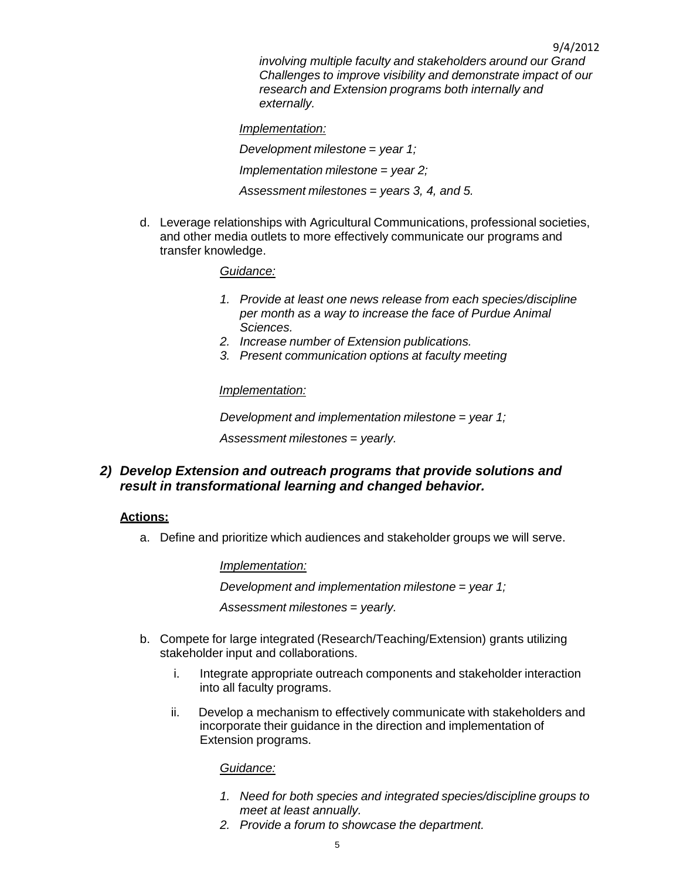*involving multiple faculty and stakeholders around our Grand Challenges to improve visibility and demonstrate impact of our research and Extension programs both internally and externally.*

*<u>Implementation:</u>*

*Development milestone = year 1;*

*Implementation milestone = year 2;*

*Assessment milestones = years 3, 4, and 5.*

d. Leverage relationships with Agricultural Communications, professional societies, and other media outlets to more effectively communicate our programs and transfer knowledge.

*<u>Guidance:</u>*

1. *Provide at least one news release from each species/discipline per month as a way to increase the face of Purdue Animal Sciences.*
2. *Increase number of Extension publications.*
3. *Present communication options at faculty meeting*

*<u>Implementation:</u>*

*Development and implementation milestone = year 1;*

*Assessment milestones = yearly.*

### *2) Develop Extension and outreach programs that provide solutions and result in transformational learning and changed behavior.*

**<u>Actions:</u>**

a. Define and prioritize which audiences and stakeholder groups we will serve.

*<u>Implementation:</u>*

*Development and implementation milestone = year 1;*

*Assessment milestones = yearly.*

b. Compete for large integrated (Research/Teaching/Extension) grants utilizing stakeholder input and collaborations.

   i. Integrate appropriate outreach components and stakeholder interaction into all faculty programs.

   ii. Develop a mechanism to effectively communicate with stakeholders and incorporate their guidance in the direction and implementation of Extension programs.

*<u>Guidance:</u>*

1. *Need for both species and integrated species/discipline groups to meet at least annually.*
2. *Provide a forum to showcase the department.*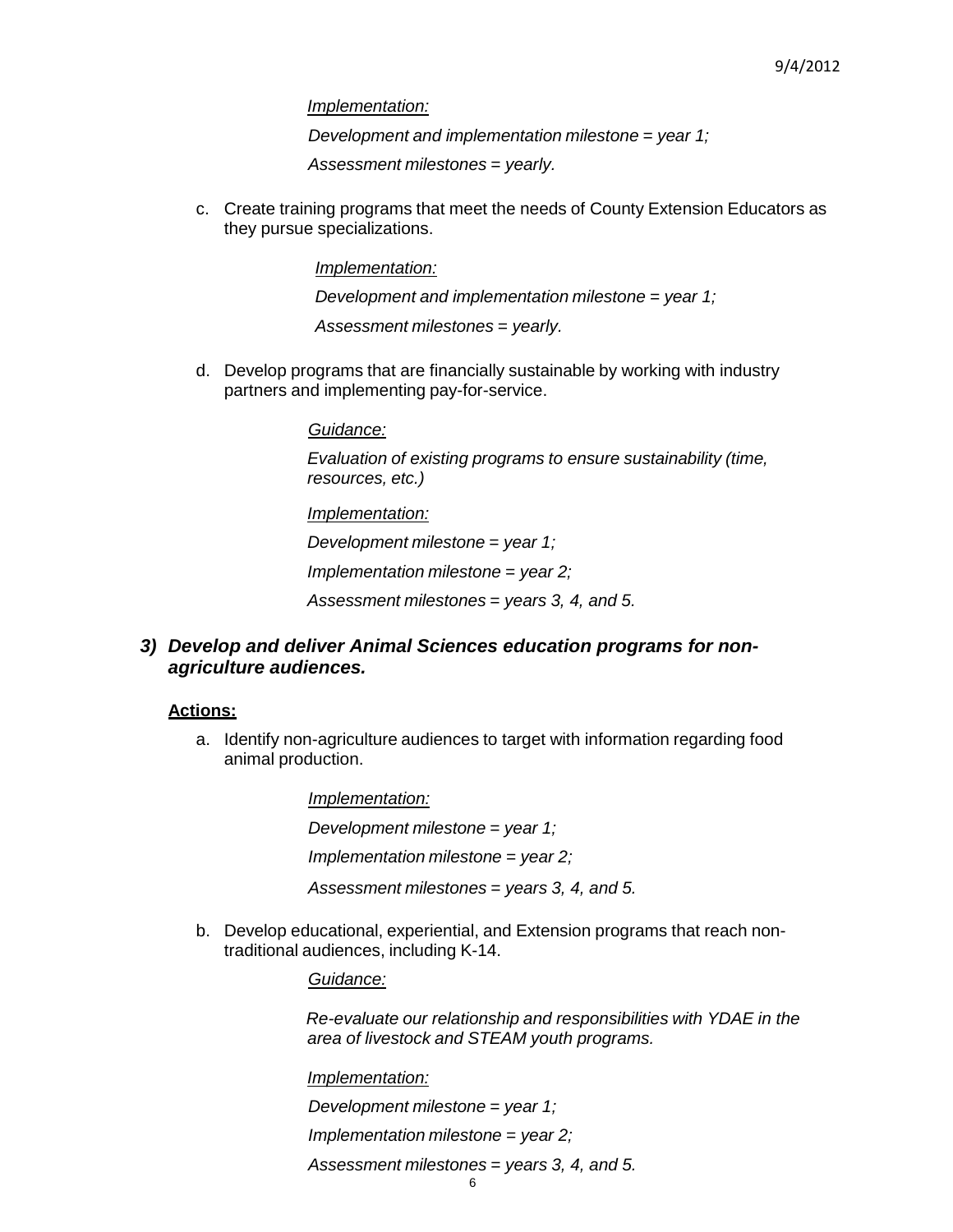*Implementation:*

*Development and implementation milestone = year 1;*

*Assessment milestones = yearly.*

c. Create training programs that meet the needs of County Extension Educators as they pursue specializations.

*Implementation:*

*Development and implementation milestone = year 1;*

*Assessment milestones = yearly.*

d. Develop programs that are financially sustainable by working with industry partners and implementing pay-for-service.

*Guidance:*

*Evaluation of existing programs to ensure sustainability (time, resources, etc.)*

*Implementation:*

*Development milestone = year 1;*

*Implementation milestone = year 2;*

*Assessment milestones = years 3, 4, and 5.*

### *3) Develop and deliver Animal Sciences education programs for non-agriculture audiences.*

**Actions:**

a. Identify non-agriculture audiences to target with information regarding food animal production.

*Implementation:*

*Development milestone = year 1;*

*Implementation milestone = year 2;*

*Assessment milestones = years 3, 4, and 5.*

b. Develop educational, experiential, and Extension programs that reach non-traditional audiences, including K-14.

*Guidance:*

*Re-evaluate our relationship and responsibilities with YDAE in the area of livestock and STEAM youth programs.*

*Implementation:*

*Development milestone = year 1;*

*Implementation milestone = year 2;*

*Assessment milestones = years 3, 4, and 5.*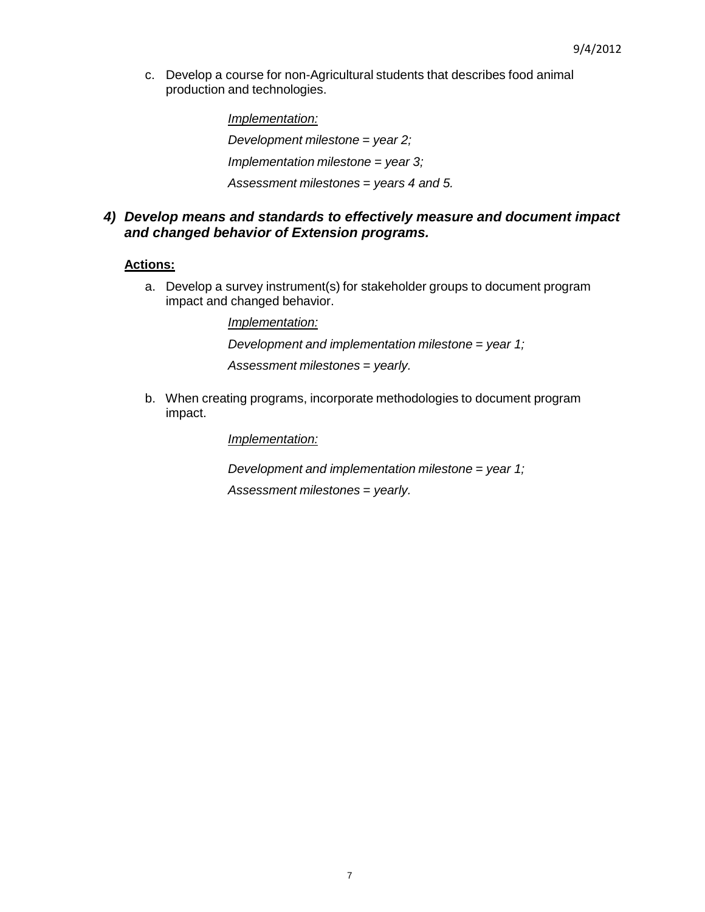c. Develop a course for non-Agricultural students that describes food animal production and technologies.

    *Implementation:*

    *Development milestone = year 2;*

    *Implementation milestone = year 3;*

    *Assessment milestones = years 4 and 5.*

### ***4) Develop means and standards to effectively measure and document impact and changed behavior of Extension programs.***

**Actions:**

a. Develop a survey instrument(s) for stakeholder groups to document program impact and changed behavior.

    *Implementation:*

    *Development and implementation milestone = year 1;*

    *Assessment milestones = yearly.*

b. When creating programs, incorporate methodologies to document program impact.

    *Implementation:*

    *Development and implementation milestone = year 1;*

    *Assessment milestones = yearly.*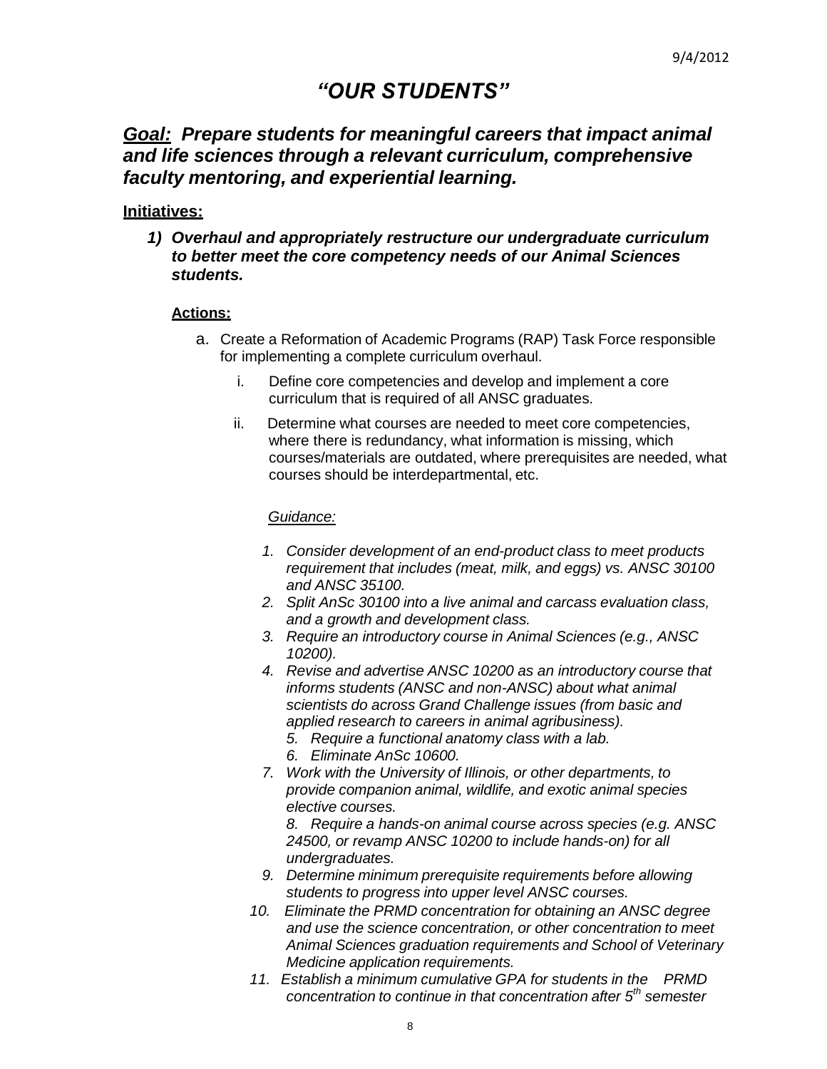# *"OUR STUDENTS"*

## ***Goal:* Prepare students for meaningful careers that impact animal and life sciences through a relevant curriculum, comprehensive faculty mentoring, and experiential learning.**

**Initiatives:**

***1) Overhaul and appropriately restructure our undergraduate curriculum to better meet the core competency needs of our Animal Sciences students.***

**Actions:**

a. Create a Reformation of Academic Programs (RAP) Task Force responsible for implementing a complete curriculum overhaul.

   i. Define core competencies and develop and implement a core curriculum that is required of all ANSC graduates.

   ii. Determine what courses are needed to meet core competencies, where there is redundancy, what information is missing, which courses/materials are outdated, where prerequisites are needed, what courses should be interdepartmental, etc.

   *Guidance:*

   1. *Consider development of an end-product class to meet products requirement that includes (meat, milk, and eggs) vs. ANSC 30100 and ANSC 35100.*
   2. *Split AnSc 30100 into a live animal and carcass evaluation class, and a growth and development class.*
   3. *Require an introductory course in Animal Sciences (e.g., ANSC 10200).*
   4. *Revise and advertise ANSC 10200 as an introductory course that informs students (ANSC and non-ANSC) about what animal scientists do across Grand Challenge issues (from basic and applied research to careers in animal agribusiness).*
   5. *Require a functional anatomy class with a lab.*
   6. *Eliminate AnSc 10600.*
   7. *Work with the University of Illinois, or other departments, to provide companion animal, wildlife, and exotic animal species elective courses.*
   8. *Require a hands-on animal course across species (e.g. ANSC 24500, or revamp ANSC 10200 to include hands-on) for all undergraduates.*
   9. *Determine minimum prerequisite requirements before allowing students to progress into upper level ANSC courses.*
   10. *Eliminate the PRMD concentration for obtaining an ANSC degree and use the science concentration, or other concentration to meet Animal Sciences graduation requirements and School of Veterinary Medicine application requirements.*
   11. *Establish a minimum cumulative GPA for students in the PRMD concentration to continue in that concentration after 5th semester*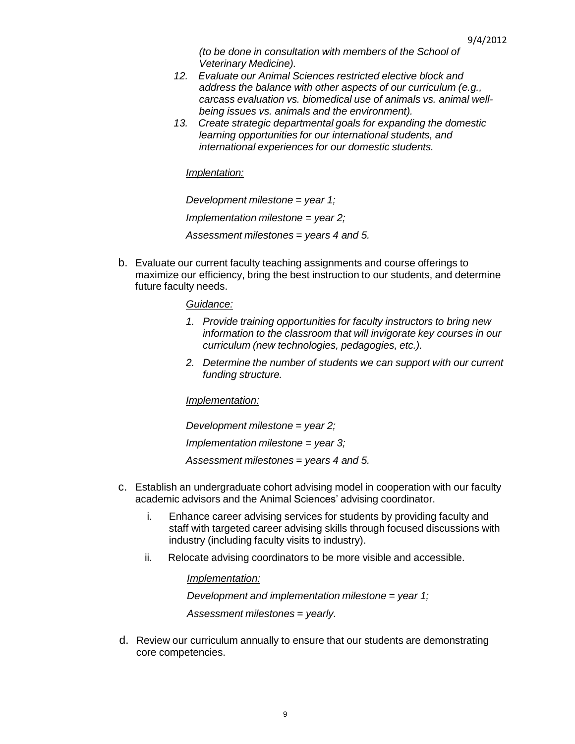*(to be done in consultation with members of the School of Veterinary Medicine).*

12. *Evaluate our Animal Sciences restricted elective block and address the balance with other aspects of our curriculum (e.g., carcass evaluation vs. biomedical use of animals vs. animal well-being issues vs. animals and the environment).*
13. *Create strategic departmental goals for expanding the domestic learning opportunities for our international students, and international experiences for our domestic students.*

*Implentation:*

*Development milestone = year 1;*

*Implementation milestone = year 2;*

*Assessment milestones = years 4 and 5.*

b. Evaluate our current faculty teaching assignments and course offerings to maximize our efficiency, bring the best instruction to our students, and determine future faculty needs.

*Guidance:*

1. *Provide training opportunities for faculty instructors to bring new information to the classroom that will invigorate key courses in our curriculum (new technologies, pedagogies, etc.).*
2. *Determine the number of students we can support with our current funding structure.*

*Implementation:*

*Development milestone = year 2;*

*Implementation milestone = year 3;*

*Assessment milestones = years 4 and 5.*

c. Establish an undergraduate cohort advising model in cooperation with our faculty academic advisors and the Animal Sciences' advising coordinator.

i. Enhance career advising services for students by providing faculty and staff with targeted career advising skills through focused discussions with industry (including faculty visits to industry).

ii. Relocate advising coordinators to be more visible and accessible.

*Implementation:*

*Development and implementation milestone = year 1;*

*Assessment milestones = yearly.*

d. Review our curriculum annually to ensure that our students are demonstrating core competencies.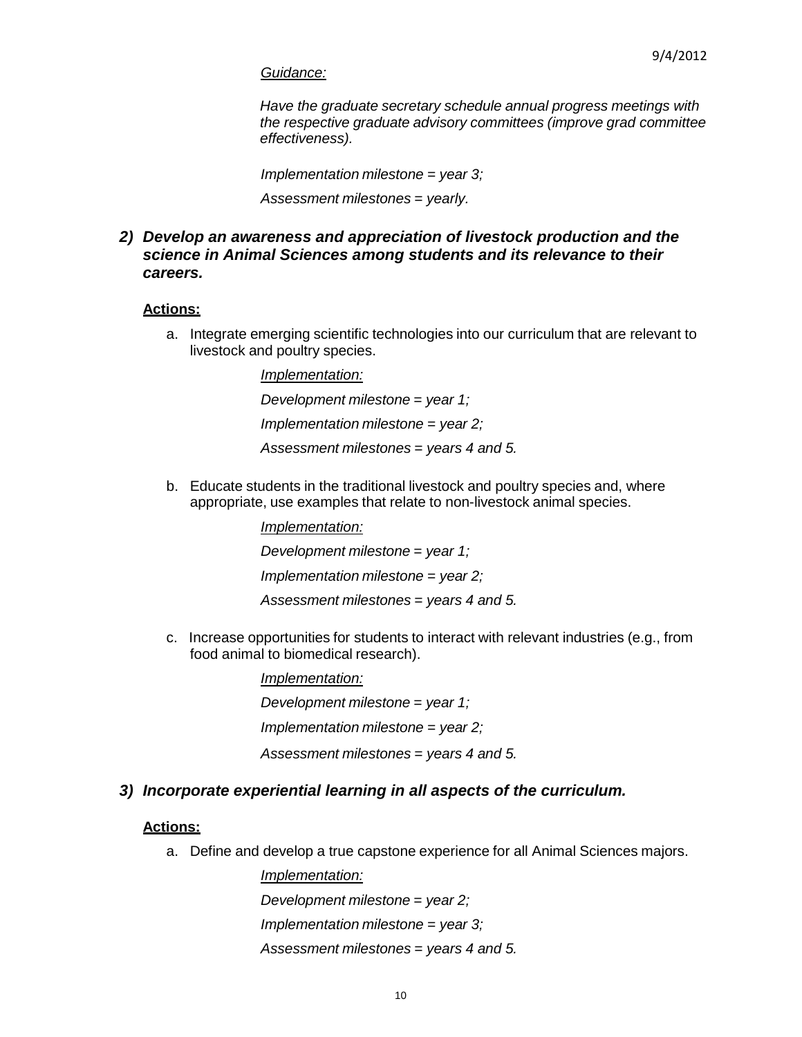*Guidance:*

*Have the graduate secretary schedule annual progress meetings with the respective graduate advisory committees (improve grad committee effectiveness).*

*Implementation milestone = year 3;*

*Assessment milestones = yearly.*

### *2) Develop an awareness and appreciation of livestock production and the science in Animal Sciences among students and its relevance to their careers.*

**Actions:**

a. Integrate emerging scientific technologies into our curriculum that are relevant to livestock and poultry species.

   *Implementation:*

   *Development milestone = year 1;*

   *Implementation milestone = year 2;*

   *Assessment milestones = years 4 and 5.*

b. Educate students in the traditional livestock and poultry species and, where appropriate, use examples that relate to non-livestock animal species.

   *Implementation:*

   *Development milestone = year 1;*

   *Implementation milestone = year 2;*

   *Assessment milestones = years 4 and 5.*

c. Increase opportunities for students to interact with relevant industries (e.g., from food animal to biomedical research).

   *Implementation:*

   *Development milestone = year 1;*

   *Implementation milestone = year 2;*

   *Assessment milestones = years 4 and 5.*

### *3) Incorporate experiential learning in all aspects of the curriculum.*

**Actions:**

a. Define and develop a true capstone experience for all Animal Sciences majors.

   *Implementation:*

   *Development milestone = year 2;*

   *Implementation milestone = year 3;*

   *Assessment milestones = years 4 and 5.*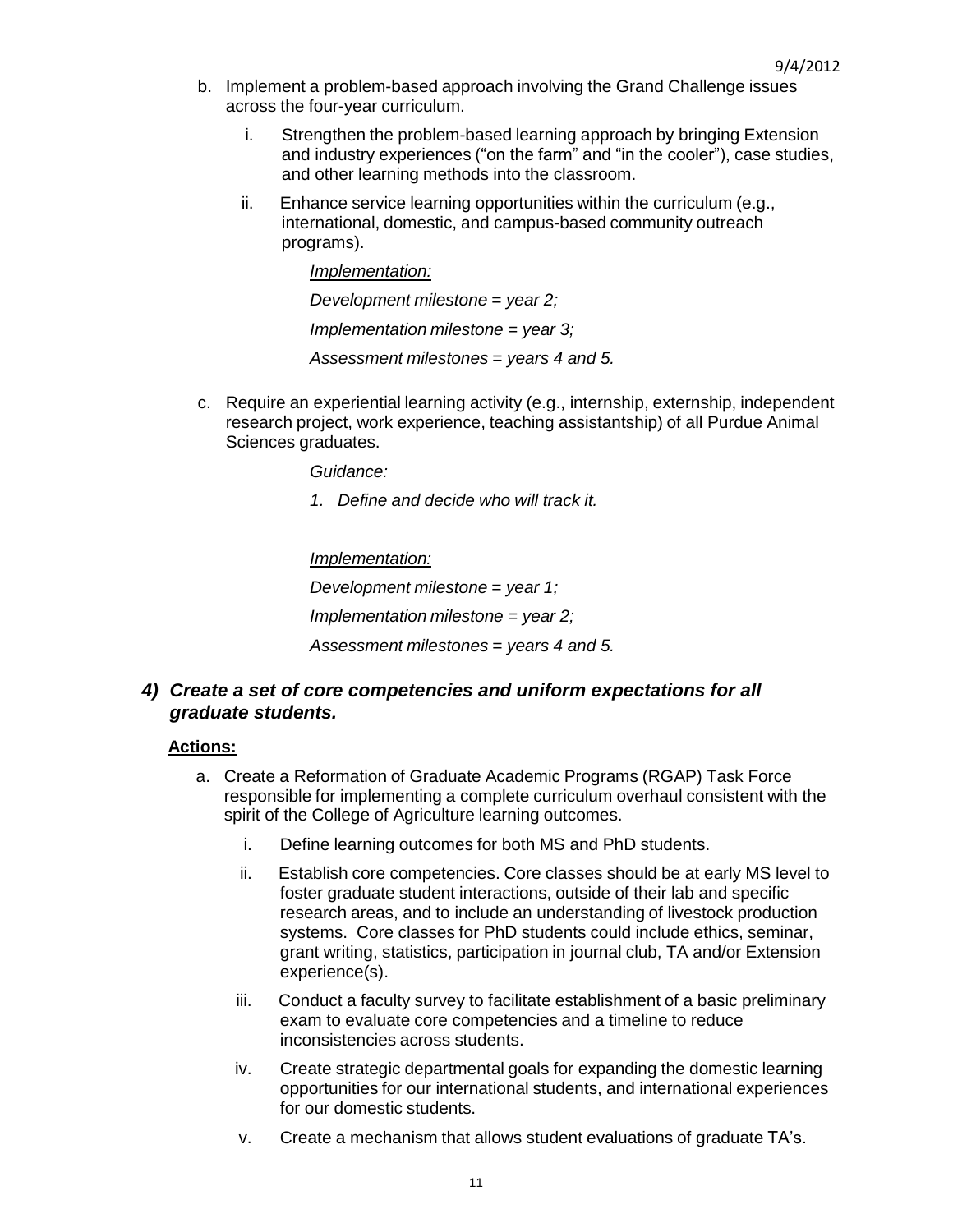b. Implement a problem-based approach involving the Grand Challenge issues across the four-year curriculum.

   i. Strengthen the problem-based learning approach by bringing Extension and industry experiences ("on the farm" and "in the cooler"), case studies, and other learning methods into the classroom.

   ii. Enhance service learning opportunities within the curriculum (e.g., international, domestic, and campus-based community outreach programs).

      *Implementation:*

      *Development milestone = year 2;*

      *Implementation milestone = year 3;*

      *Assessment milestones = years 4 and 5.*

c. Require an experiential learning activity (e.g., internship, externship, independent research project, work experience, teaching assistantship) of all Purdue Animal Sciences graduates.

   *Guidance:*

   *1. Define and decide who will track it.*

   *Implementation:*

   *Development milestone = year 1;*

   *Implementation milestone = year 2;*

   *Assessment milestones = years 4 and 5.*

### ***4) Create a set of core competencies and uniform expectations for all graduate students.***

**Actions:**

a. Create a Reformation of Graduate Academic Programs (RGAP) Task Force responsible for implementing a complete curriculum overhaul consistent with the spirit of the College of Agriculture learning outcomes.

   i. Define learning outcomes for both MS and PhD students.

   ii. Establish core competencies. Core classes should be at early MS level to foster graduate student interactions, outside of their lab and specific research areas, and to include an understanding of livestock production systems. Core classes for PhD students could include ethics, seminar, grant writing, statistics, participation in journal club, TA and/or Extension experience(s).

   iii. Conduct a faculty survey to facilitate establishment of a basic preliminary exam to evaluate core competencies and a timeline to reduce inconsistencies across students.

   iv. Create strategic departmental goals for expanding the domestic learning opportunities for our international students, and international experiences for our domestic students.

   v. Create a mechanism that allows student evaluations of graduate TA's.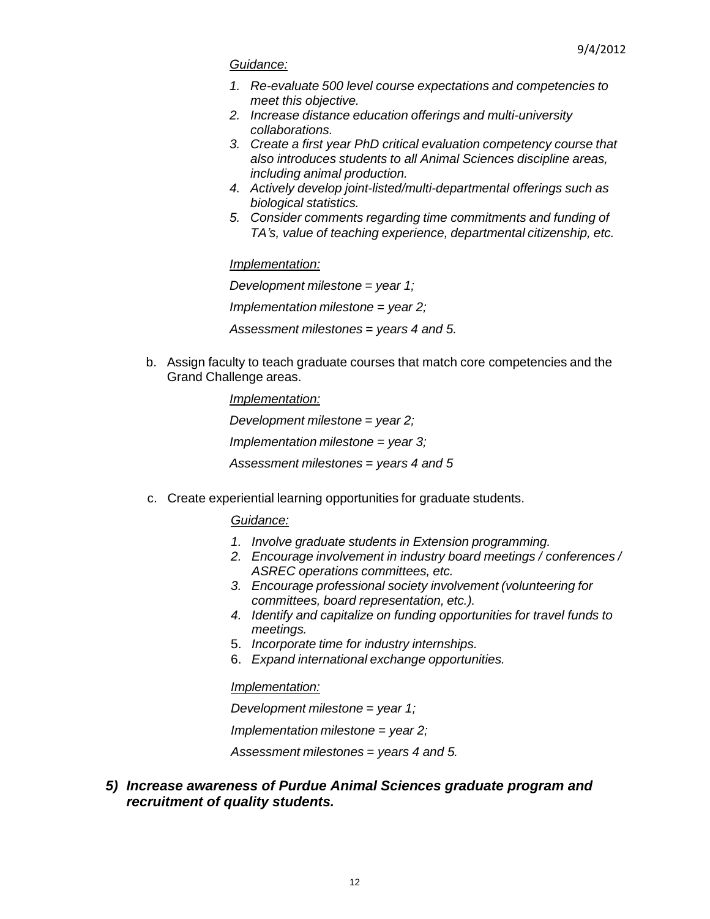*Guidance:*

1. *Re-evaluate 500 level course expectations and competencies to meet this objective.*
2. *Increase distance education offerings and multi-university collaborations.*
3. *Create a first year PhD critical evaluation competency course that also introduces students to all Animal Sciences discipline areas, including animal production.*
4. *Actively develop joint-listed/multi-departmental offerings such as biological statistics.*
5. *Consider comments regarding time commitments and funding of TA's, value of teaching experience, departmental citizenship, etc.*

*Implementation:*

*Development milestone = year 1;*

*Implementation milestone = year 2;*

*Assessment milestones = years 4 and 5.*

b. Assign faculty to teach graduate courses that match core competencies and the Grand Challenge areas.

*Implementation:*

*Development milestone = year 2;*

*Implementation milestone = year 3;*

*Assessment milestones = years 4 and 5*

c. Create experiential learning opportunities for graduate students.

*Guidance:*

1. *Involve graduate students in Extension programming.*
2. *Encourage involvement in industry board meetings / conferences / ASREC operations committees, etc.*
3. *Encourage professional society involvement (volunteering for committees, board representation, etc.).*
4. *Identify and capitalize on funding opportunities for travel funds to meetings.*
5. *Incorporate time for industry internships.*
6. *Expand international exchange opportunities.*

*Implementation:*

*Development milestone = year 1;*

*Implementation milestone = year 2;*

*Assessment milestones = years 4 and 5.*

***5) Increase awareness of Purdue Animal Sciences graduate program and recruitment of quality students.***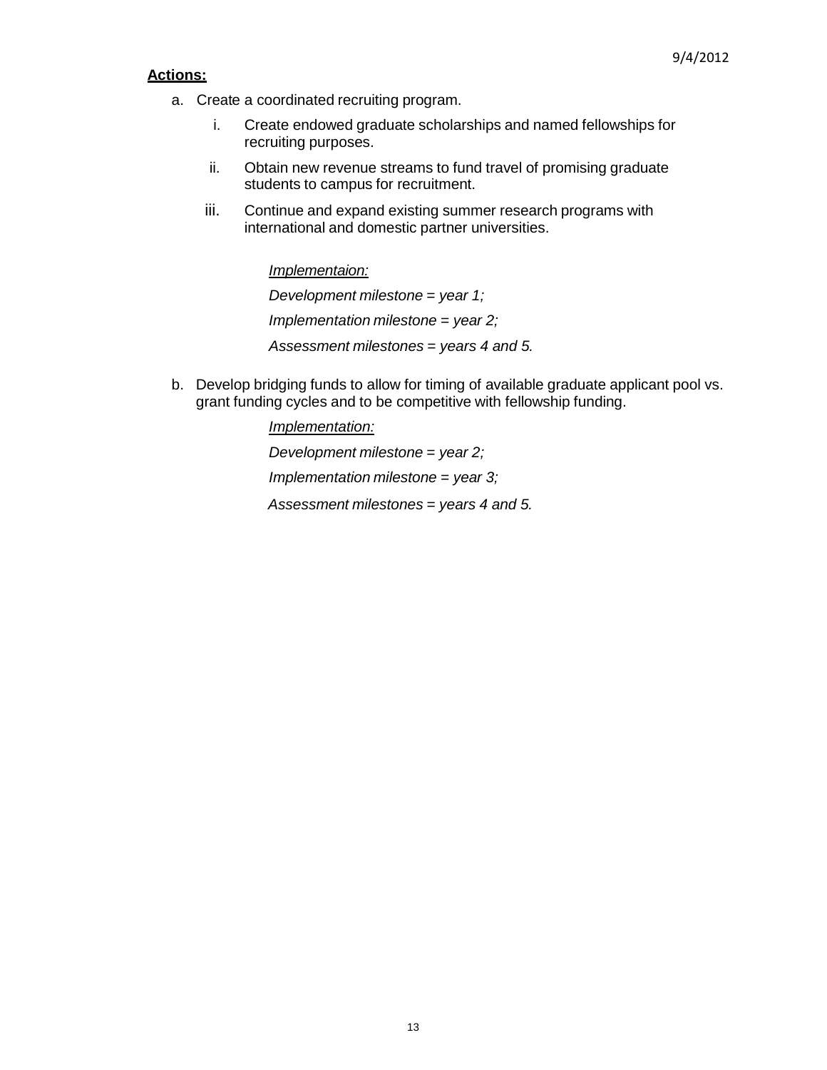**Actions:**

a. Create a coordinated recruiting program.

   i. Create endowed graduate scholarships and named fellowships for recruiting purposes.

   ii. Obtain new revenue streams to fund travel of promising graduate students to campus for recruitment.

   iii. Continue and expand existing summer research programs with international and domestic partner universities.

   *Implementaion:*

   *Development milestone = year 1;*

   *Implementation milestone = year 2;*

   *Assessment milestones = years 4 and 5.*

b. Develop bridging funds to allow for timing of available graduate applicant pool vs. grant funding cycles and to be competitive with fellowship funding.

   *Implementation:*

   *Development milestone = year 2;*

   *Implementation milestone = year 3;*

   *Assessment milestones = years 4 and 5.*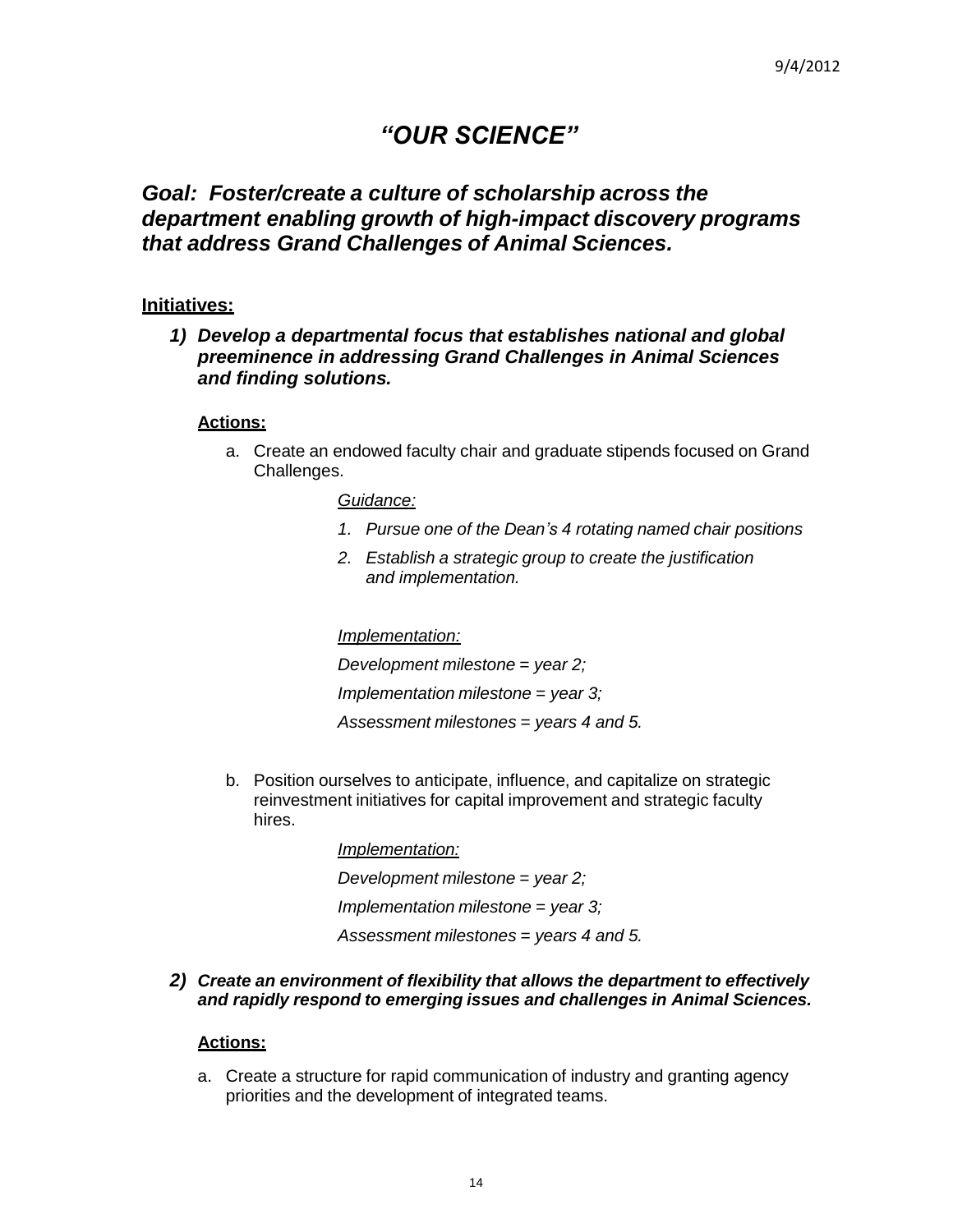# *"OUR SCIENCE"*

## *Goal: Foster/create a culture of scholarship across the department enabling growth of high-impact discovery programs that address Grand Challenges of Animal Sciences.*

**Initiatives:**

***1) Develop a departmental focus that establishes national and global preeminence in addressing Grand Challenges in Animal Sciences and finding solutions.***

**Actions:**

a. Create an endowed faculty chair and graduate stipends focused on Grand Challenges.

*Guidance:*

*1. Pursue one of the Dean's 4 rotating named chair positions*

*2. Establish a strategic group to create the justification and implementation.*

*Implementation:*

*Development milestone = year 2;*

*Implementation milestone = year 3;*

*Assessment milestones = years 4 and 5.*

b. Position ourselves to anticipate, influence, and capitalize on strategic reinvestment initiatives for capital improvement and strategic faculty hires.

*Implementation:*

*Development milestone = year 2;*

*Implementation milestone = year 3;*

*Assessment milestones = years 4 and 5.*

***2) Create an environment of flexibility that allows the department to effectively and rapidly respond to emerging issues and challenges in Animal Sciences.***

**Actions:**

a. Create a structure for rapid communication of industry and granting agency priorities and the development of integrated teams.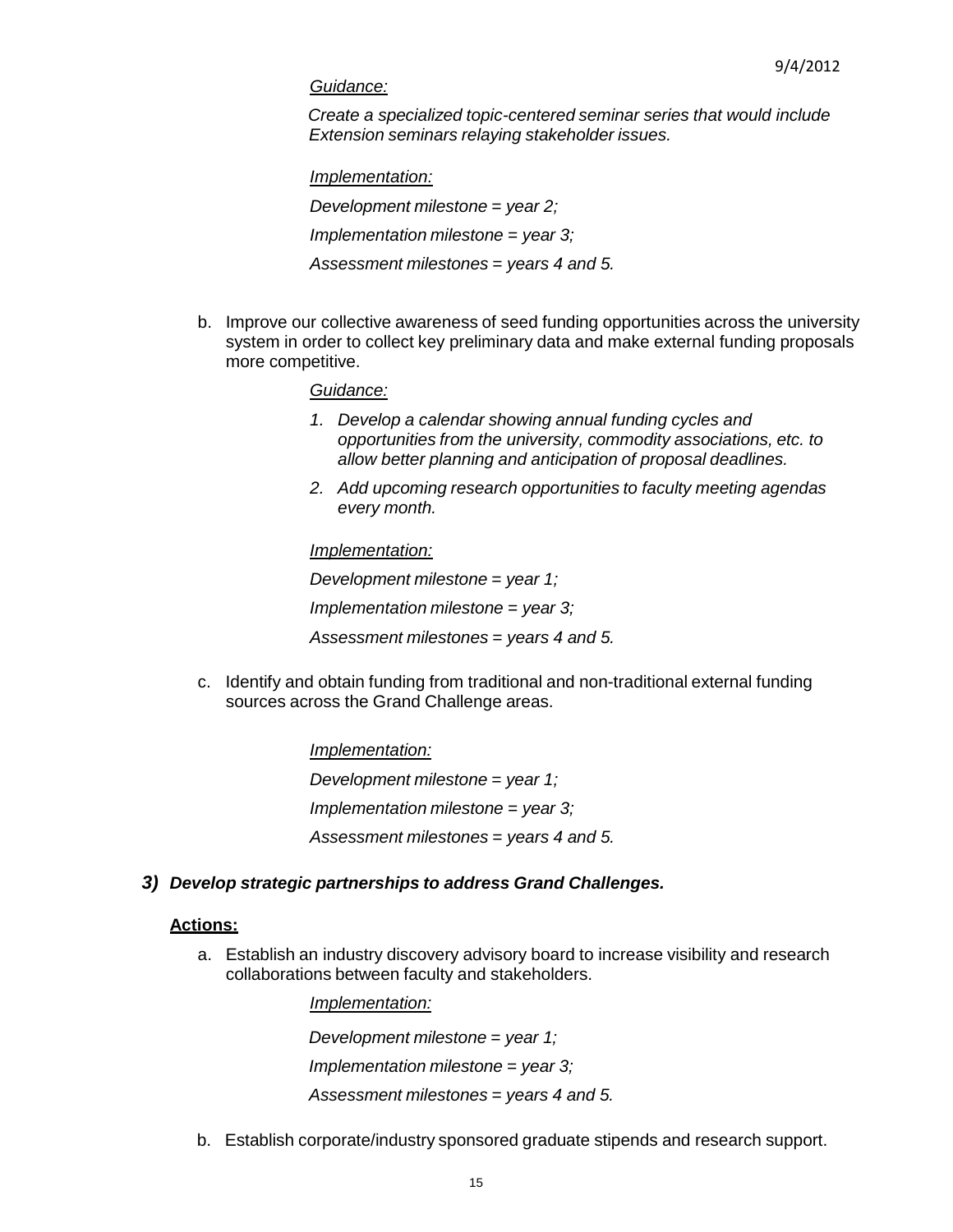*Guidance:*

*Create a specialized topic-centered seminar series that would include Extension seminars relaying stakeholder issues.*

*Implementation:*

*Development milestone = year 2;*

*Implementation milestone = year 3;*

*Assessment milestones = years 4 and 5.*

b. Improve our collective awareness of seed funding opportunities across the university system in order to collect key preliminary data and make external funding proposals more competitive.

*Guidance:*

1. *Develop a calendar showing annual funding cycles and opportunities from the university, commodity associations, etc. to allow better planning and anticipation of proposal deadlines.*
2. *Add upcoming research opportunities to faculty meeting agendas every month.*

*Implementation:*

*Development milestone = year 1;*

*Implementation milestone = year 3;*

*Assessment milestones = years 4 and 5.*

c. Identify and obtain funding from traditional and non-traditional external funding sources across the Grand Challenge areas.

*Implementation:*

*Development milestone = year 1;*

*Implementation milestone = year 3;*

*Assessment milestones = years 4 and 5.*

### *3) Develop strategic partnerships to address Grand Challenges.*

**Actions:**

a. Establish an industry discovery advisory board to increase visibility and research collaborations between faculty and stakeholders.

*Implementation:*

*Development milestone = year 1;*

*Implementation milestone = year 3;*

*Assessment milestones = years 4 and 5.*

b. Establish corporate/industry sponsored graduate stipends and research support.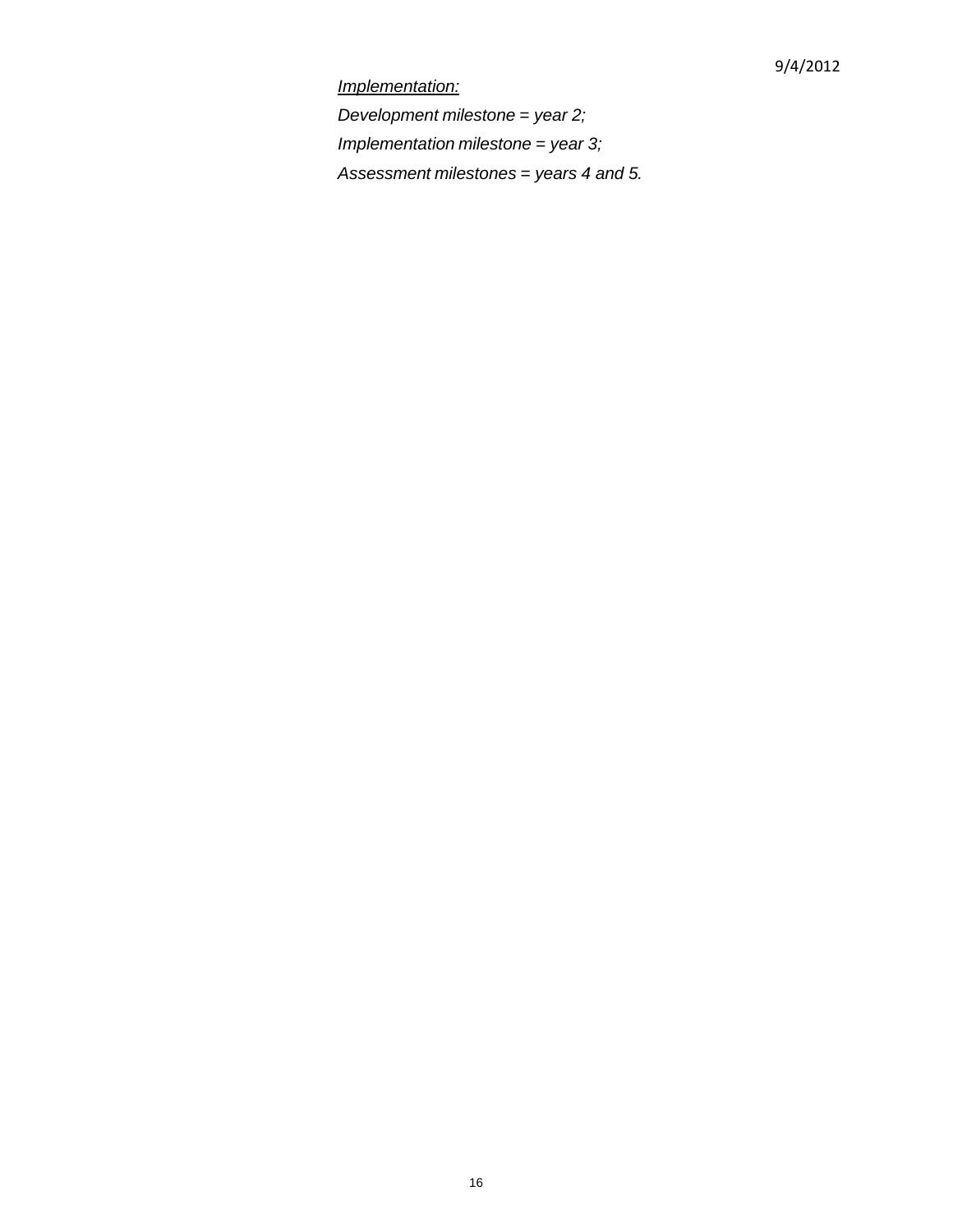*Implementation:*

*Development milestone = year 2;*

*Implementation milestone = year 3;*

*Assessment milestones = years 4 and 5.*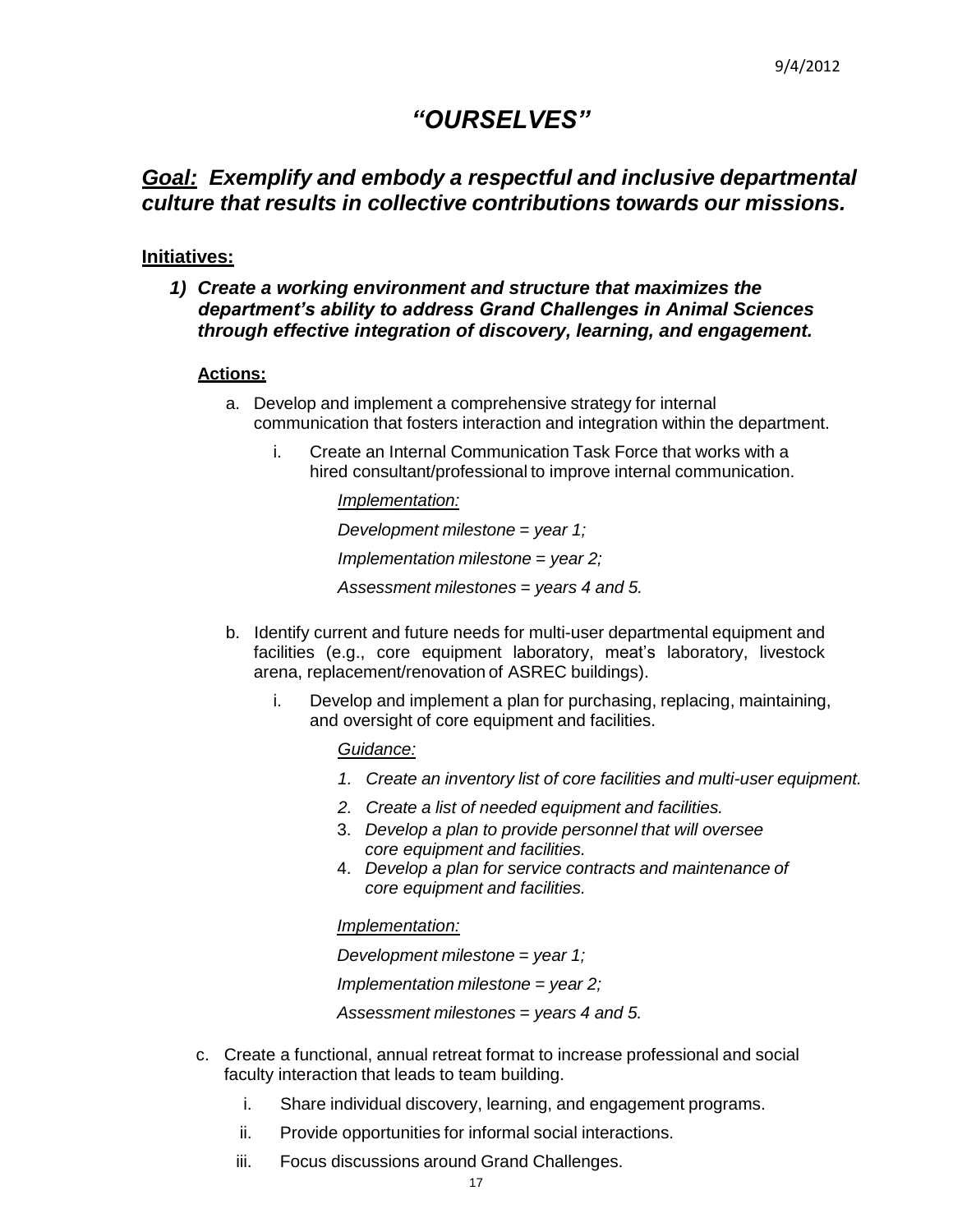# *"OURSELVES"*

## ***Goal:*** *Exemplify and embody a respectful and inclusive departmental culture that results in collective contributions towards our missions.*

**Initiatives:**

***1) Create a working environment and structure that maximizes the department's ability to address Grand Challenges in Animal Sciences through effective integration of discovery, learning, and engagement.***

**Actions:**

a. Develop and implement a comprehensive strategy for internal communication that fosters interaction and integration within the department.

   i. Create an Internal Communication Task Force that works with a hired consultant/professional to improve internal communication.

      *Implementation:*

      *Development milestone = year 1;*

      *Implementation milestone = year 2;*

      *Assessment milestones = years 4 and 5.*

b. Identify current and future needs for multi-user departmental equipment and facilities (e.g., core equipment laboratory, meat's laboratory, livestock arena, replacement/renovation of ASREC buildings).

   i. Develop and implement a plan for purchasing, replacing, maintaining, and oversight of core equipment and facilities.

      *Guidance:*

      1. *Create an inventory list of core facilities and multi-user equipment.*
      2. *Create a list of needed equipment and facilities.*
      3. *Develop a plan to provide personnel that will oversee core equipment and facilities.*
      4. *Develop a plan for service contracts and maintenance of core equipment and facilities.*

      *Implementation:*

      *Development milestone = year 1;*

      *Implementation milestone = year 2;*

      *Assessment milestones = years 4 and 5.*

c. Create a functional, annual retreat format to increase professional and social faculty interaction that leads to team building.

   i. Share individual discovery, learning, and engagement programs.

   ii. Provide opportunities for informal social interactions.

   iii. Focus discussions around Grand Challenges.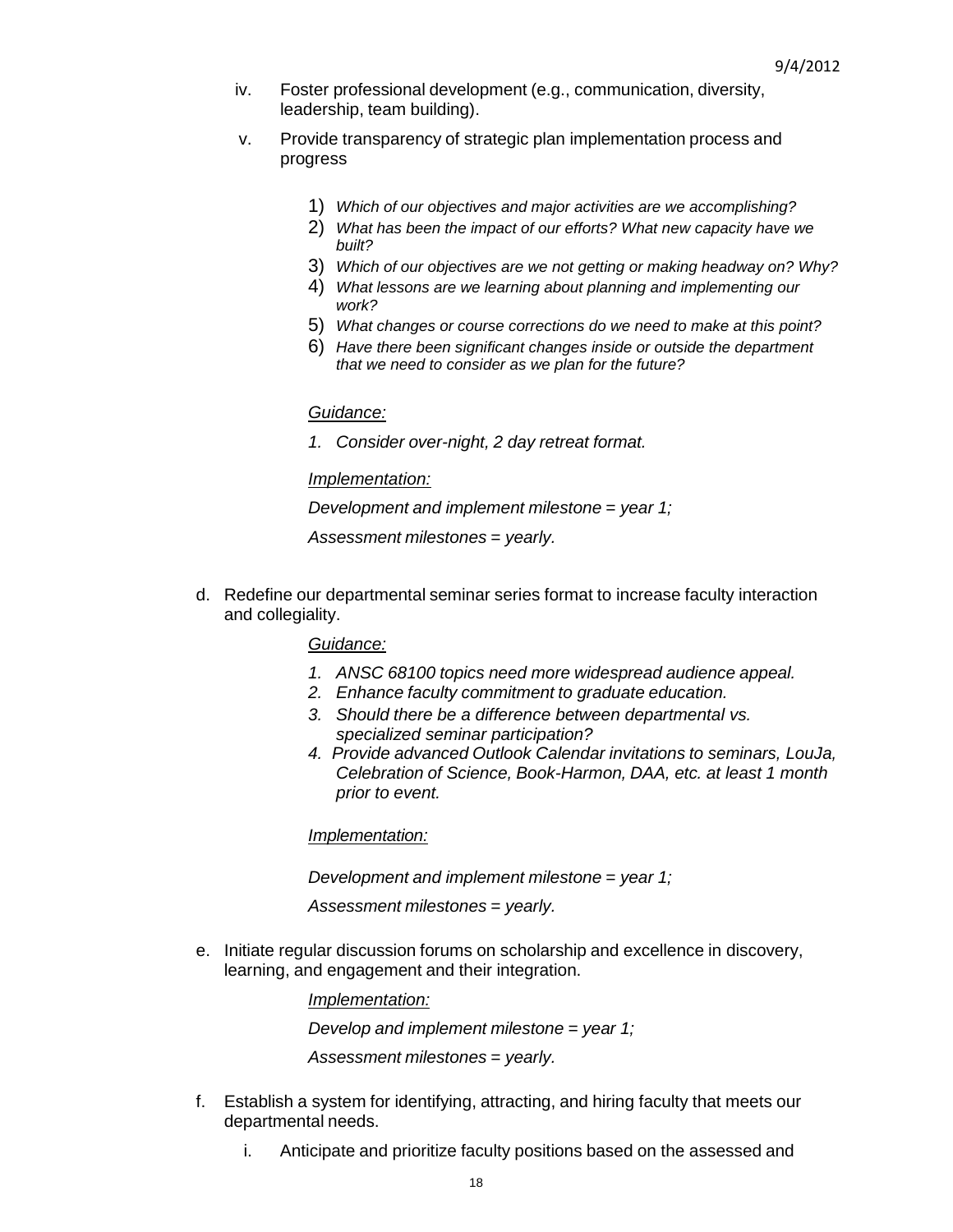iv. Foster professional development (e.g., communication, diversity, leadership, team building).

v. Provide transparency of strategic plan implementation process and progress

   1) *Which of our objectives and major activities are we accomplishing?*
   2) *What has been the impact of our efforts? What new capacity have we built?*
   3) *Which of our objectives are we not getting or making headway on? Why?*
   4) *What lessons are we learning about planning and implementing our work?*
   5) *What changes or course corrections do we need to make at this point?*
   6) *Have there been significant changes inside or outside the department that we need to consider as we plan for the future?*

   *Guidance:*

   1. *Consider over-night, 2 day retreat format.*

   *Implementation:*

   *Development and implement milestone = year 1;*

   *Assessment milestones = yearly.*

d. Redefine our departmental seminar series format to increase faculty interaction and collegiality.

   *Guidance:*

   1. *ANSC 68100 topics need more widespread audience appeal.*
   2. *Enhance faculty commitment to graduate education.*
   3. *Should there be a difference between departmental vs. specialized seminar participation?*
   4. *Provide advanced Outlook Calendar invitations to seminars, LouJa, Celebration of Science, Book-Harmon, DAA, etc. at least 1 month prior to event.*

   *Implementation:*

   *Development and implement milestone = year 1;*

   *Assessment milestones = yearly.*

e. Initiate regular discussion forums on scholarship and excellence in discovery, learning, and engagement and their integration.

   *Implementation:*

   *Develop and implement milestone = year 1;*

   *Assessment milestones = yearly.*

f. Establish a system for identifying, attracting, and hiring faculty that meets our departmental needs.

   i. Anticipate and prioritize faculty positions based on the assessed and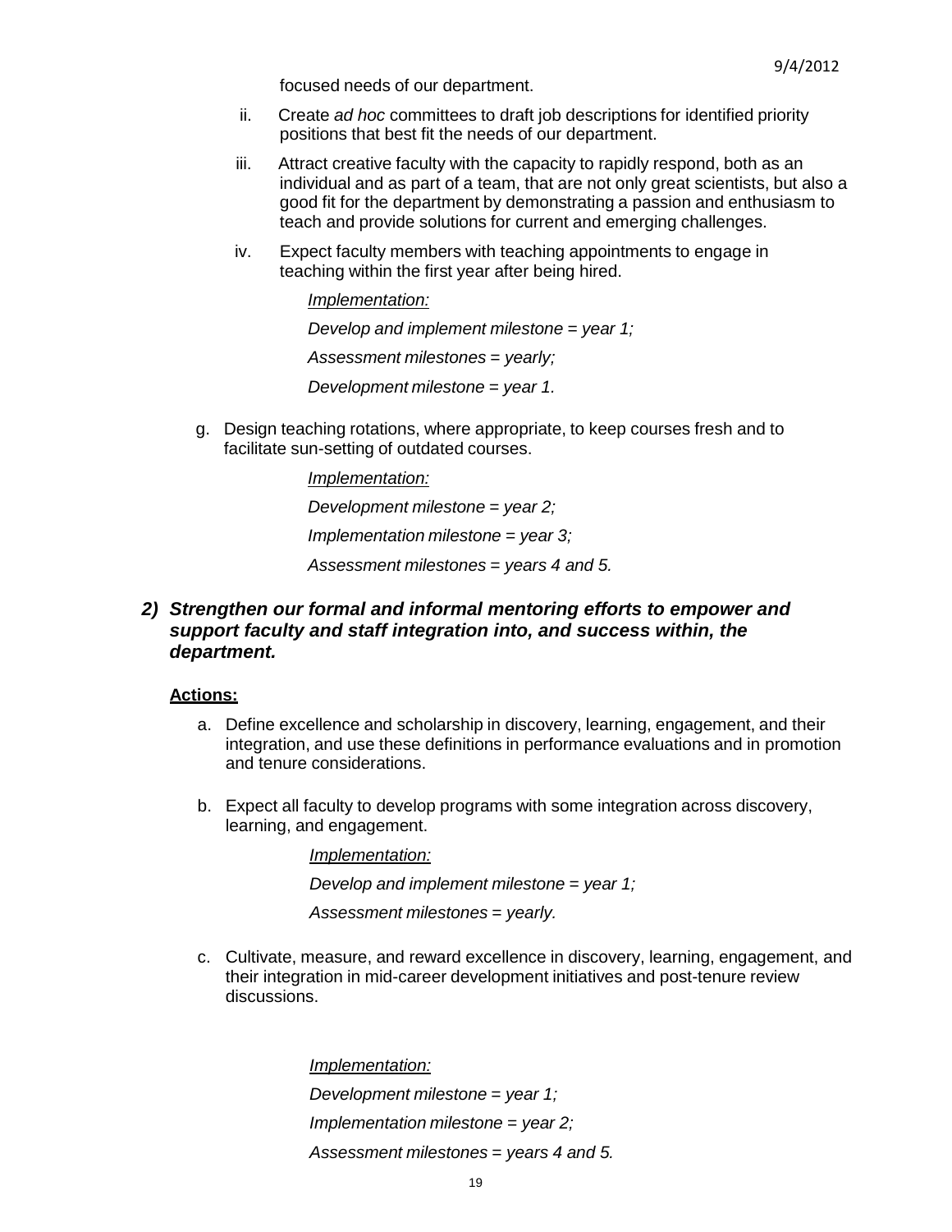focused needs of our department.

ii. Create *ad hoc* committees to draft job descriptions for identified priority positions that best fit the needs of our department.

iii. Attract creative faculty with the capacity to rapidly respond, both as an individual and as part of a team, that are not only great scientists, but also a good fit for the department by demonstrating a passion and enthusiasm to teach and provide solutions for current and emerging challenges.

iv. Expect faculty members with teaching appointments to engage in teaching within the first year after being hired.

*Implementation:*

*Develop and implement milestone = year 1;*

*Assessment milestones = yearly;*

*Development milestone = year 1.*

g. Design teaching rotations, where appropriate, to keep courses fresh and to facilitate sun-setting of outdated courses.

*Implementation:*

*Development milestone = year 2;*

*Implementation milestone = year 3;*

*Assessment milestones = years 4 and 5.*

### ***2) Strengthen our formal and informal mentoring efforts to empower and support faculty and staff integration into, and success within, the department.***

**Actions:**

a. Define excellence and scholarship in discovery, learning, engagement, and their integration, and use these definitions in performance evaluations and in promotion and tenure considerations.

b. Expect all faculty to develop programs with some integration across discovery, learning, and engagement.

*Implementation:*

*Develop and implement milestone = year 1;*

*Assessment milestones = yearly.*

c. Cultivate, measure, and reward excellence in discovery, learning, engagement, and their integration in mid-career development initiatives and post-tenure review discussions.

*Implementation:*

*Development milestone = year 1;*

*Implementation milestone = year 2;*

*Assessment milestones = years 4 and 5.*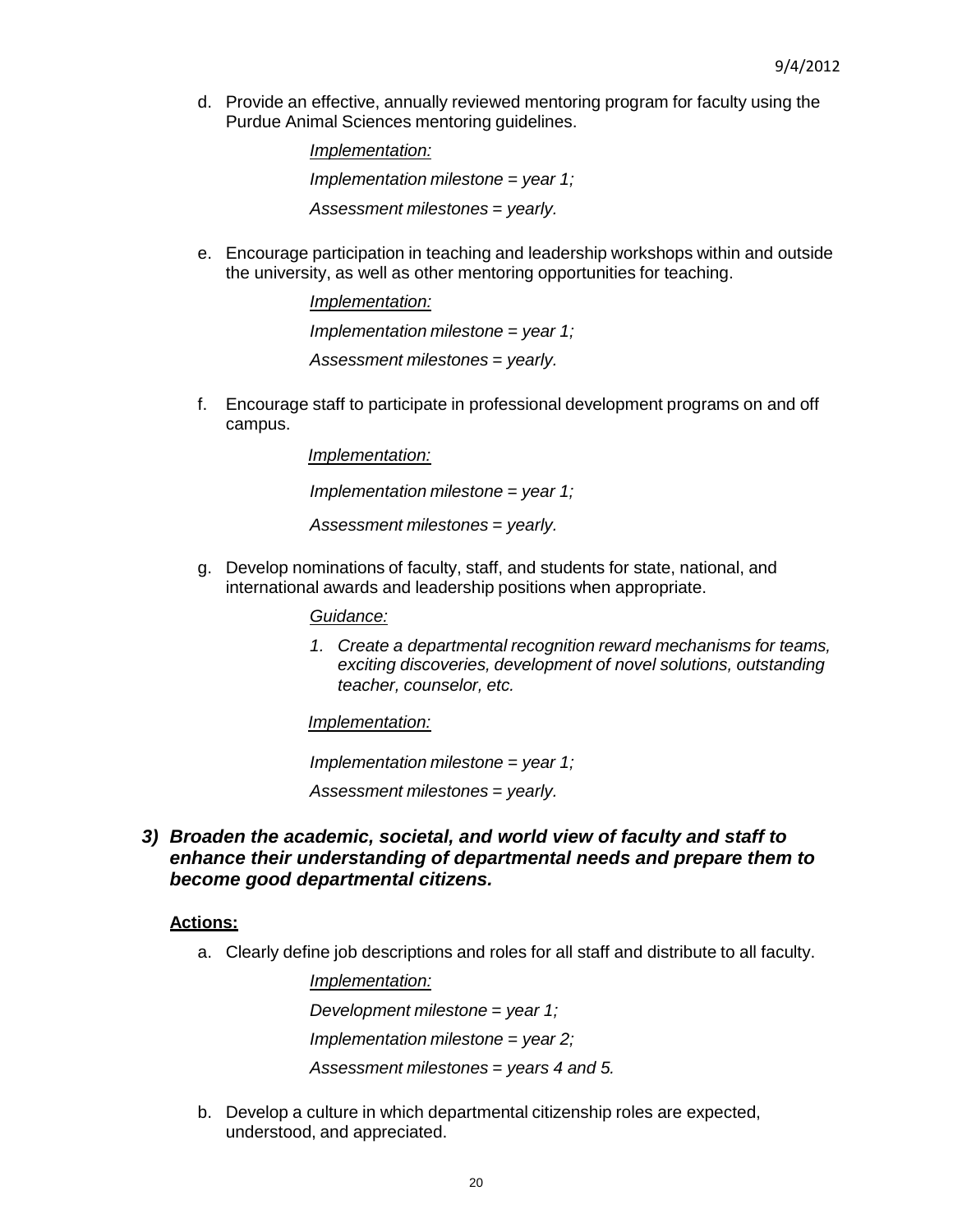d. Provide an effective, annually reviewed mentoring program for faculty using the Purdue Animal Sciences mentoring guidelines.

    *Implementation:*

    *Implementation milestone = year 1;*

    *Assessment milestones = yearly.*

e. Encourage participation in teaching and leadership workshops within and outside the university, as well as other mentoring opportunities for teaching.

    *Implementation:*

    *Implementation milestone = year 1;*

    *Assessment milestones = yearly.*

f. Encourage staff to participate in professional development programs on and off campus.

    *Implementation:*

    *Implementation milestone = year 1;*

    *Assessment milestones = yearly.*

g. Develop nominations of faculty, staff, and students for state, national, and international awards and leadership positions when appropriate.

    *Guidance:*

    1. *Create a departmental recognition reward mechanisms for teams, exciting discoveries, development of novel solutions, outstanding teacher, counselor, etc.*

    *Implementation:*

    *Implementation milestone = year 1;*

    *Assessment milestones = yearly.*

### 3) *Broaden the academic, societal, and world view of faculty and staff to enhance their understanding of departmental needs and prepare them to become good departmental citizens.*

**Actions:**

a. Clearly define job descriptions and roles for all staff and distribute to all faculty.

    *Implementation:*

    *Development milestone = year 1;*

    *Implementation milestone = year 2;*

    *Assessment milestones = years 4 and 5.*

b. Develop a culture in which departmental citizenship roles are expected, understood, and appreciated.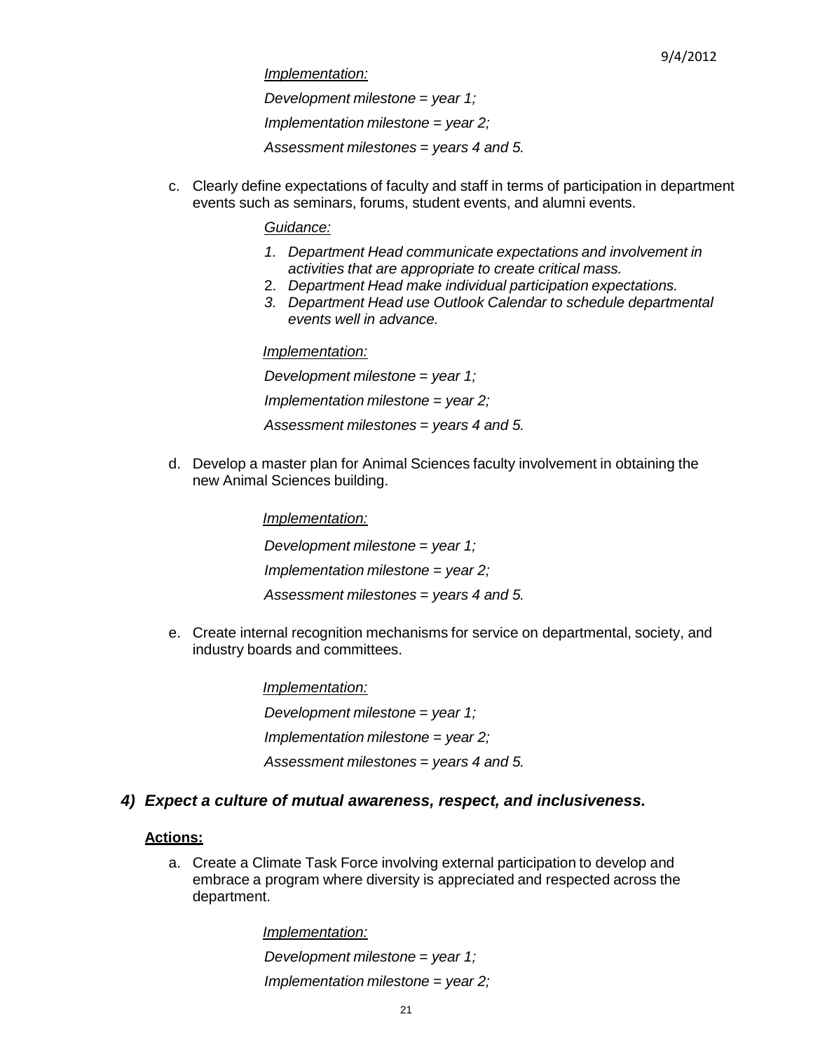*Implementation:*

*Development milestone = year 1;*

*Implementation milestone = year 2;*

*Assessment milestones = years 4 and 5.*

c. Clearly define expectations of faculty and staff in terms of participation in department events such as seminars, forums, student events, and alumni events.

   *Guidance:*

   1. *Department Head communicate expectations and involvement in activities that are appropriate to create critical mass.*
   2. *Department Head make individual participation expectations.*
   3. *Department Head use Outlook Calendar to schedule departmental events well in advance.*

   *Implementation:*

   *Development milestone = year 1;*

   *Implementation milestone = year 2;*

   *Assessment milestones = years 4 and 5.*

d. Develop a master plan for Animal Sciences faculty involvement in obtaining the new Animal Sciences building.

   *Implementation:*

   *Development milestone = year 1;*

   *Implementation milestone = year 2;*

   *Assessment milestones = years 4 and 5.*

e. Create internal recognition mechanisms for service on departmental, society, and industry boards and committees.

   *Implementation:*

   *Development milestone = year 1;*

   *Implementation milestone = year 2;*

   *Assessment milestones = years 4 and 5.*

### ***4) Expect a culture of mutual awareness, respect, and inclusiveness.***

**Actions:**

a. Create a Climate Task Force involving external participation to develop and embrace a program where diversity is appreciated and respected across the department.

   *Implementation:*

   *Development milestone = year 1;*

   *Implementation milestone = year 2;*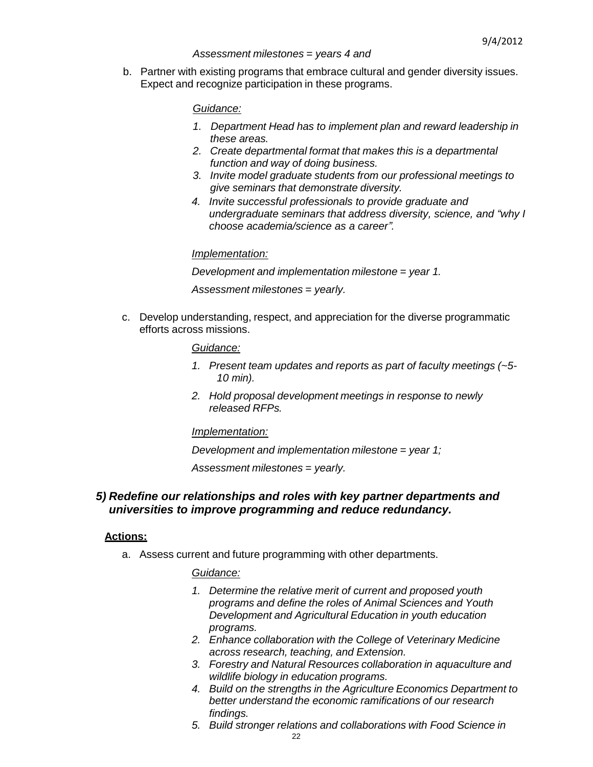*Assessment milestones = years 4 and*

b. Partner with existing programs that embrace cultural and gender diversity issues. Expect and recognize participation in these programs.

*Guidance:*

1. *Department Head has to implement plan and reward leadership in these areas.*
2. *Create departmental format that makes this is a departmental function and way of doing business.*
3. *Invite model graduate students from our professional meetings to give seminars that demonstrate diversity.*
4. *Invite successful professionals to provide graduate and undergraduate seminars that address diversity, science, and "why I choose academia/science as a career".*

*Implementation:*

*Development and implementation milestone = year 1.*

*Assessment milestones = yearly.*

c. Develop understanding, respect, and appreciation for the diverse programmatic efforts across missions.

*Guidance:*

1. *Present team updates and reports as part of faculty meetings (~5-10 min).*
2. *Hold proposal development meetings in response to newly released RFPs.*

*Implementation:*

*Development and implementation milestone = year 1;*

*Assessment milestones = yearly.*

### *5) Redefine our relationships and roles with key partner departments and universities to improve programming and reduce redundancy.*

**Actions:**

a. Assess current and future programming with other departments.

*Guidance:*

1. *Determine the relative merit of current and proposed youth programs and define the roles of Animal Sciences and Youth Development and Agricultural Education in youth education programs.*
2. *Enhance collaboration with the College of Veterinary Medicine across research, teaching, and Extension.*
3. *Forestry and Natural Resources collaboration in aquaculture and wildlife biology in education programs.*
4. *Build on the strengths in the Agriculture Economics Department to better understand the economic ramifications of our research findings.*
5. *Build stronger relations and collaborations with Food Science in*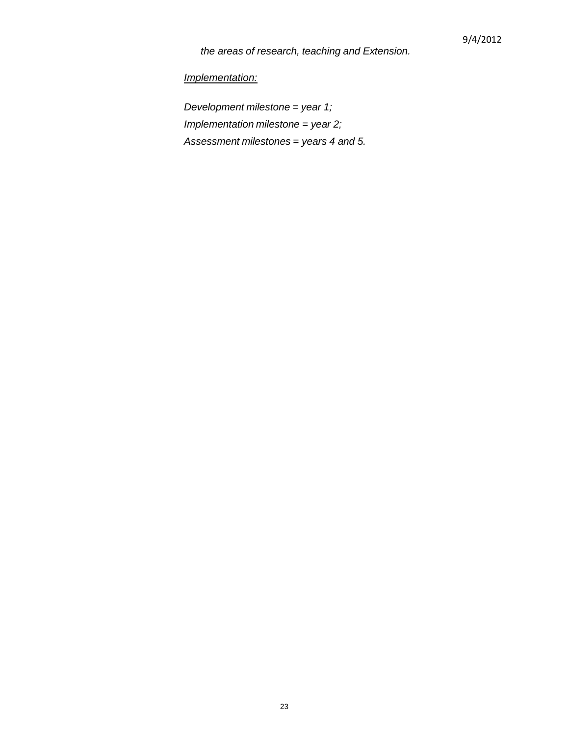*the areas of research, teaching and Extension.*

*Implementation:*

*Development milestone = year 1;*
*Implementation milestone = year 2;*
*Assessment milestones = years 4 and 5.*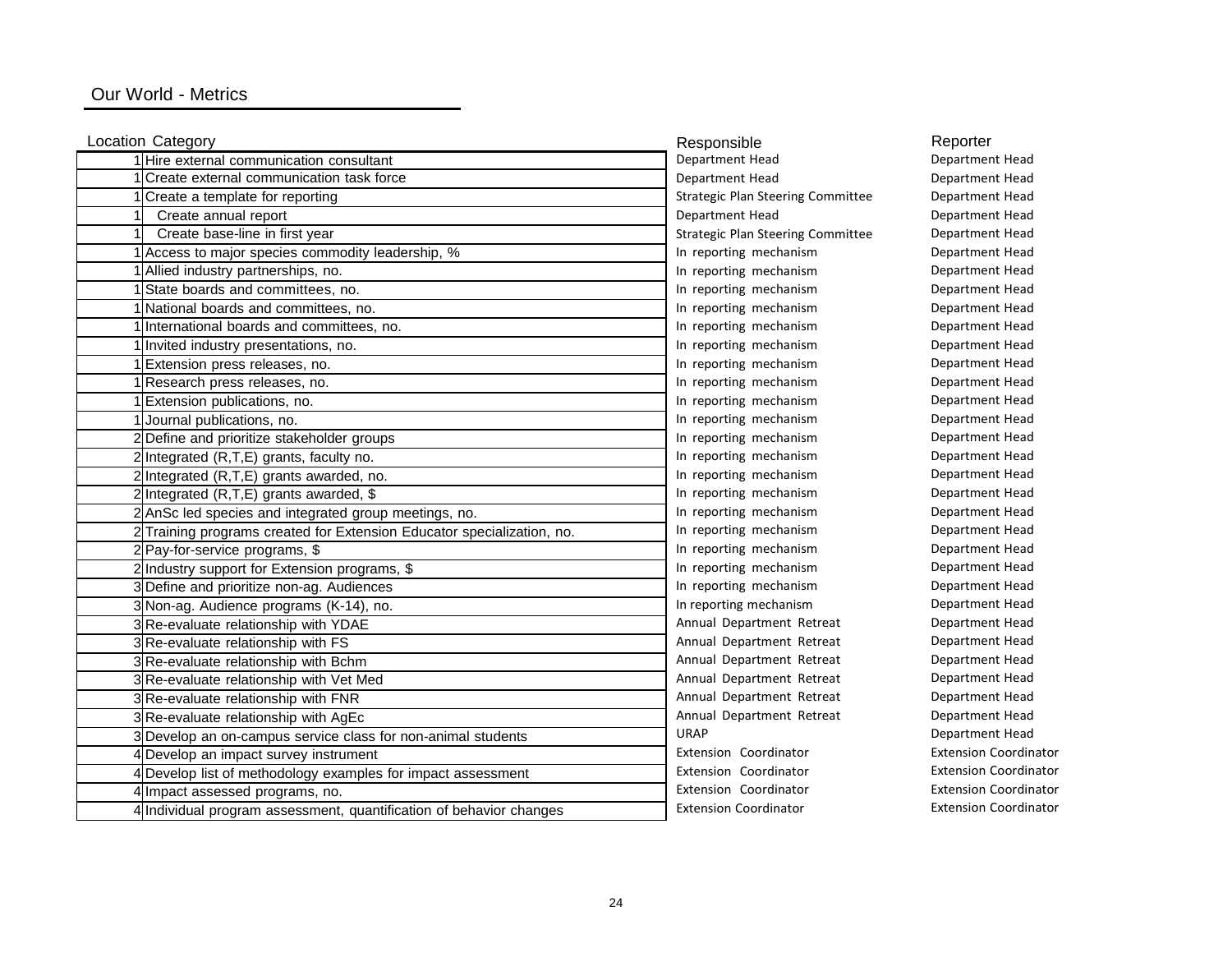## Our World - Metrics

| Location | Category | Responsible | Reporter |
|---|---|---|---|
| 1 | Hire external communication consultant | Department Head | Department Head |
| 1 | Create external communication task force | Department Head | Department Head |
| 1 | Create a template for reporting | Strategic Plan Steering Committee | Department Head |
| 1 | Create annual report | Department Head | Department Head |
| 1 | Create base-line in first year | Strategic Plan Steering Committee | Department Head |
| 1 | Access to major species commodity leadership, % | In reporting mechanism | Department Head |
| 1 | Allied industry partnerships, no. | In reporting mechanism | Department Head |
| 1 | State boards and committees, no. | In reporting mechanism | Department Head |
| 1 | National boards and committees, no. | In reporting mechanism | Department Head |
| 1 | International boards and committees, no. | In reporting mechanism | Department Head |
| 1 | Invited industry presentations, no. | In reporting mechanism | Department Head |
| 1 | Extension press releases, no. | In reporting mechanism | Department Head |
| 1 | Research press releases, no. | In reporting mechanism | Department Head |
| 1 | Extension publications, no. | In reporting mechanism | Department Head |
| 1 | Journal publications, no. | In reporting mechanism | Department Head |
| 2 | Define and prioritize stakeholder groups | In reporting mechanism | Department Head |
| 2 | Integrated (R,T,E) grants, faculty no. | In reporting mechanism | Department Head |
| 2 | Integrated (R,T,E) grants awarded, no. | In reporting mechanism | Department Head |
| 2 | Integrated (R,T,E) grants awarded, $ | In reporting mechanism | Department Head |
| 2 | AnSc led species and integrated group meetings, no. | In reporting mechanism | Department Head |
| 2 | Training programs created for Extension Educator specialization, no. | In reporting mechanism | Department Head |
| 2 | Pay-for-service programs, $ | In reporting mechanism | Department Head |
| 2 | Industry support for Extension programs, $ | In reporting mechanism | Department Head |
| 3 | Define and prioritize non-ag. Audiences | In reporting mechanism | Department Head |
| 3 | Non-ag. Audience programs (K-14), no. | In reporting mechanism | Department Head |
| 3 | Re-evaluate relationship with YDAE | Annual Department Retreat | Department Head |
| 3 | Re-evaluate relationship with FS | Annual Department Retreat | Department Head |
| 3 | Re-evaluate relationship with Bchm | Annual Department Retreat | Department Head |
| 3 | Re-evaluate relationship with Vet Med | Annual Department Retreat | Department Head |
| 3 | Re-evaluate relationship with FNR | Annual Department Retreat | Department Head |
| 3 | Re-evaluate relationship with AgEc | Annual Department Retreat | Department Head |
| 3 | Develop an on-campus service class for non-animal students | URAP | Department Head |
| 4 | Develop an impact survey instrument | Extension Coordinator | Extension Coordinator |
| 4 | Develop list of methodology examples for impact assessment | Extension Coordinator | Extension Coordinator |
| 4 | Impact assessed programs, no. | Extension Coordinator | Extension Coordinator |
| 4 | Individual program assessment, quantification of behavior changes | Extension Coordinator | Extension Coordinator |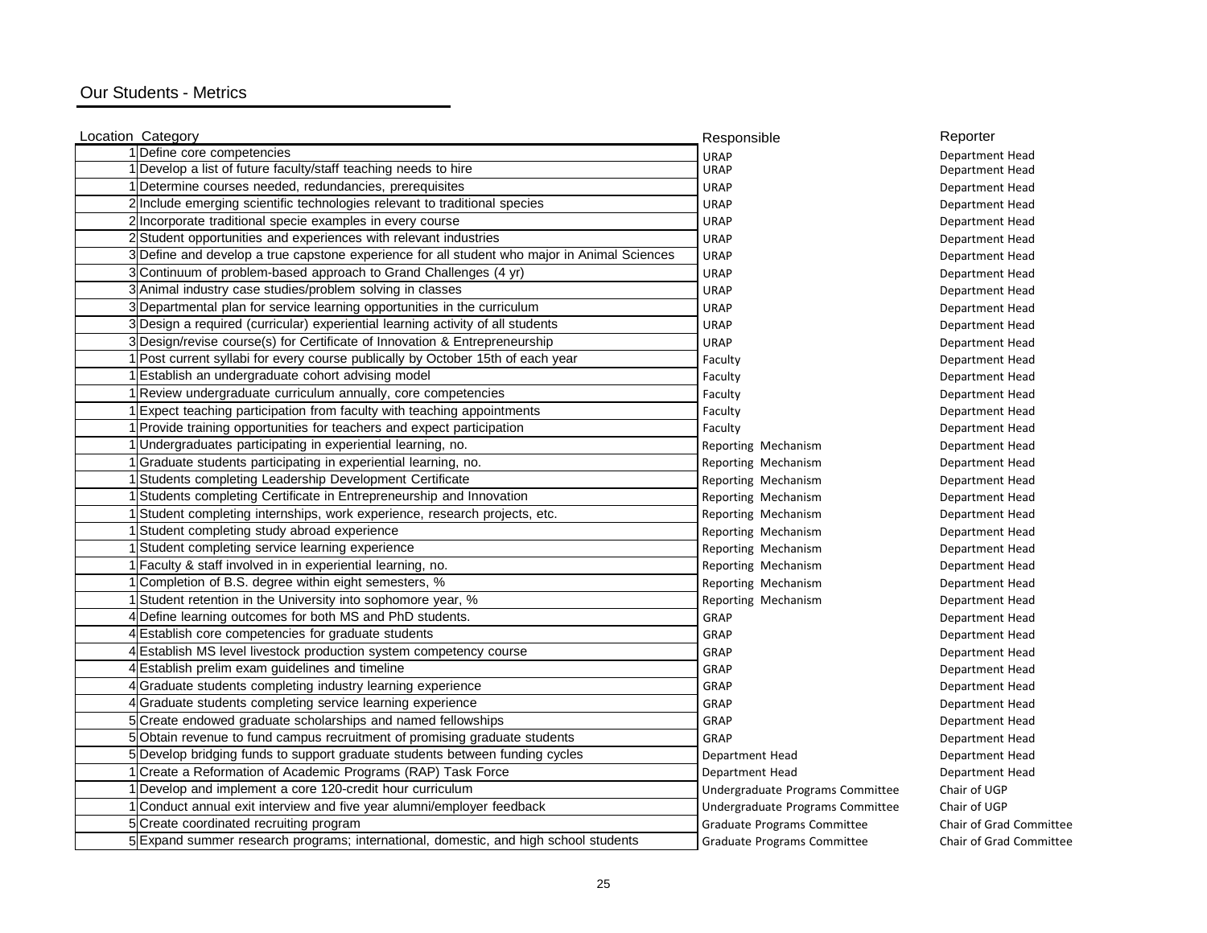## Our Students - Metrics

| Location | Category | Responsible | Reporter |
|---|---|---|---|
| 1 | Define core competencies | URAP | Department Head |
| 1 | Develop a list of future faculty/staff teaching needs to hire | URAP | Department Head |
| 1 | Determine courses needed, redundancies, prerequisites | URAP | Department Head |
| 2 | Include emerging scientific technologies relevant to traditional species | URAP | Department Head |
| 2 | Incorporate traditional specie examples in every course | URAP | Department Head |
| 2 | Student opportunities and experiences with relevant industries | URAP | Department Head |
| 3 | Define and develop a true capstone experience for all student who major in Animal Sciences | URAP | Department Head |
| 3 | Continuum of problem-based approach to Grand Challenges (4 yr) | URAP | Department Head |
| 3 | Animal industry case studies/problem solving in classes | URAP | Department Head |
| 3 | Departmental plan for service learning opportunities in the curriculum | URAP | Department Head |
| 3 | Design a required (curricular) experiential learning activity of all students | URAP | Department Head |
| 3 | Design/revise course(s) for Certificate of Innovation & Entrepreneurship | URAP | Department Head |
| 1 | Post current syllabi for every course publically by October 15th of each year | Faculty | Department Head |
| 1 | Establish an undergraduate cohort advising model | Faculty | Department Head |
| 1 | Review undergraduate curriculum annually, core competencies | Faculty | Department Head |
| 1 | Expect teaching participation from faculty with teaching appointments | Faculty | Department Head |
| 1 | Provide training opportunities for teachers and expect participation | Faculty | Department Head |
| 1 | Undergraduates participating in experiential learning, no. | Reporting Mechanism | Department Head |
| 1 | Graduate students participating in experiential learning, no. | Reporting Mechanism | Department Head |
| 1 | Students completing Leadership Development Certificate | Reporting Mechanism | Department Head |
| 1 | Students completing Certificate in Entrepreneurship and Innovation | Reporting Mechanism | Department Head |
| 1 | Student completing internships, work experience, research projects, etc. | Reporting Mechanism | Department Head |
| 1 | Student completing study abroad experience | Reporting Mechanism | Department Head |
| 1 | Student completing service learning experience | Reporting Mechanism | Department Head |
| 1 | Faculty & staff involved in in experiential learning, no. | Reporting Mechanism | Department Head |
| 1 | Completion of B.S. degree within eight semesters, % | Reporting Mechanism | Department Head |
| 1 | Student retention in the University into sophomore year, % | Reporting Mechanism | Department Head |
| 4 | Define learning outcomes for both MS and PhD students. | GRAP | Department Head |
| 4 | Establish core competencies for graduate students | GRAP | Department Head |
| 4 | Establish MS level livestock production system competency course | GRAP | Department Head |
| 4 | Establish prelim exam guidelines and timeline | GRAP | Department Head |
| 4 | Graduate students completing industry learning experience | GRAP | Department Head |
| 4 | Graduate students completing service learning experience | GRAP | Department Head |
| 5 | Create endowed graduate scholarships and named fellowships | GRAP | Department Head |
| 5 | Obtain revenue to fund campus recruitment of promising graduate students | GRAP | Department Head |
| 5 | Develop bridging funds to support graduate students between funding cycles | Department Head | Department Head |
| 1 | Create a Reformation of Academic Programs (RAP) Task Force | Department Head | Department Head |
| 1 | Develop and implement a core 120-credit hour curriculum | Undergraduate Programs Committee | Chair of UGP |
| 1 | Conduct annual exit interview and five year alumni/employer feedback | Undergraduate Programs Committee | Chair of UGP |
| 5 | Create coordinated recruiting program | Graduate Programs Committee | Chair of Grad Committee |
| 5 | Expand summer research programs; international, domestic, and high school students | Graduate Programs Committee | Chair of Grad Committee |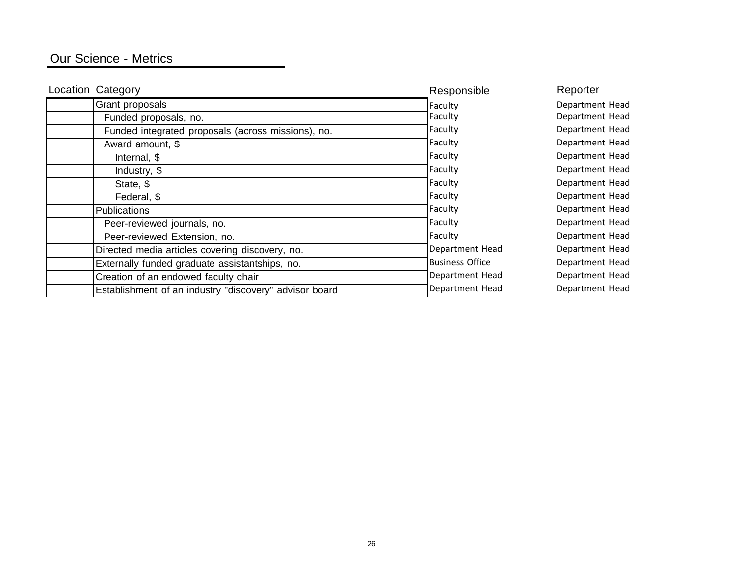## Our Science - Metrics

| Location | Category | Responsible | Reporter |
|---|---|---|---|
| | Grant proposals | Faculty | Department Head |
| | Funded proposals, no. | Faculty | Department Head |
| | Funded integrated proposals (across missions), no. | Faculty | Department Head |
| | Award amount, $ | Faculty | Department Head |
| | Internal, $ | Faculty | Department Head |
| | Industry, $ | Faculty | Department Head |
| | State, $ | Faculty | Department Head |
| | Federal, $ | Faculty | Department Head |
| | Publications | Faculty | Department Head |
| | Peer-reviewed journals, no. | Faculty | Department Head |
| | Peer-reviewed Extension, no. | Faculty | Department Head |
| | Directed media articles covering discovery, no. | Department Head | Department Head |
| | Externally funded graduate assistantships, no. | Business Office | Department Head |
| | Creation of an endowed faculty chair | Department Head | Department Head |
| | Establishment of an industry "discovery" advisor board | Department Head | Department Head |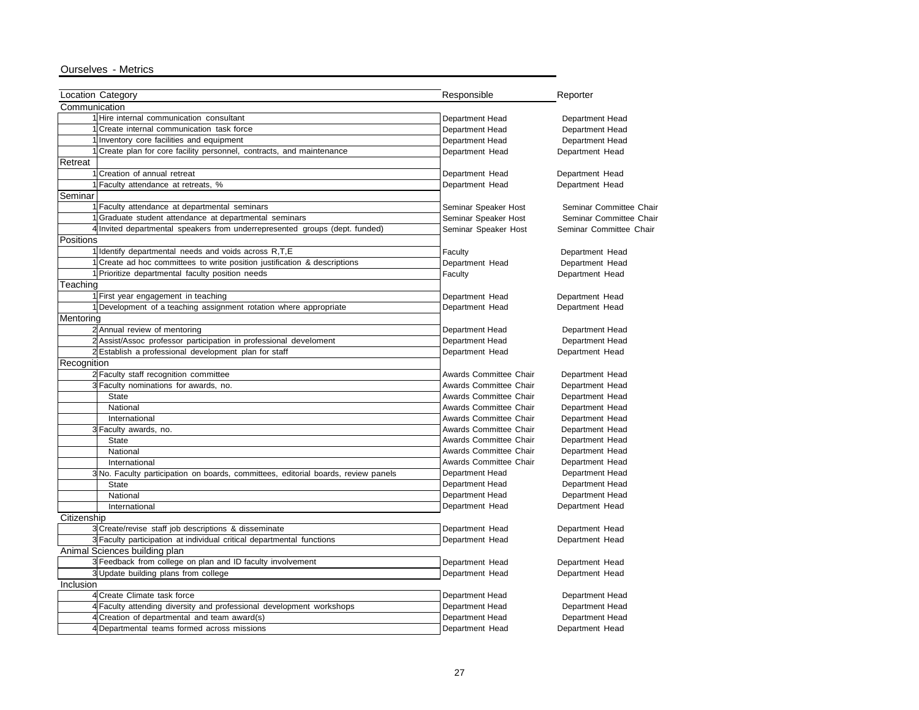## Ourselves - Metrics

| Location | Category | Responsible | Reporter |
|---|---|---|---|
| Communication | | | |
| 1 | Hire internal communication consultant | Department Head | Department Head |
| 1 | Create internal communication task force | Department Head | Department Head |
| 1 | Inventory core facilities and equipment | Department Head | Department Head |
| 1 | Create plan for core facility personnel, contracts, and maintenance | Department Head | Department Head |
| Retreat | | | |
| 1 | Creation of annual retreat | Department Head | Department Head |
| 1 | Faculty attendance at retreats, % | Department Head | Department Head |
| Seminar | | | |
| 1 | Faculty attendance at departmental seminars | Seminar Speaker Host | Seminar Committee Chair |
| 1 | Graduate student attendance at departmental seminars | Seminar Speaker Host | Seminar Committee Chair |
| 4 | Invited departmental speakers from underrepresented groups (dept. funded) | Seminar Speaker Host | Seminar Committee Chair |
| Positions | | | |
| 1 | Identify departmental needs and voids across R,T,E | Faculty | Department Head |
| 1 | Create ad hoc committees to write position justification & descriptions | Department Head | Department Head |
| 1 | Prioritize departmental faculty position needs | Faculty | Department Head |
| Teaching | | | |
| 1 | First year engagement in teaching | Department Head | Department Head |
| 1 | Development of a teaching assignment rotation where appropriate | Department Head | Department Head |
| Mentoring | | | |
| 2 | Annual review of mentoring | Department Head | Department Head |
| 2 | Assist/Assoc professor participation in professional develoment | Department Head | Department Head |
| 2 | Establish a professional development plan for staff | Department Head | Department Head |
| Recognition | | | |
| 2 | Faculty staff recognition committee | Awards Committee Chair | Department Head |
| 3 | Faculty nominations for awards, no. | Awards Committee Chair | Department Head |
| | State | Awards Committee Chair | Department Head |
| | National | Awards Committee Chair | Department Head |
| | International | Awards Committee Chair | Department Head |
| 3 | Faculty awards, no. | Awards Committee Chair | Department Head |
| | State | Awards Committee Chair | Department Head |
| | National | Awards Committee Chair | Department Head |
| | International | Awards Committee Chair | Department Head |
| 3 | No. Faculty participation on boards, committees, editorial boards, review panels | Department Head | Department Head |
| | State | Department Head | Department Head |
| | National | Department Head | Department Head |
| | International | Department Head | Department Head |
| Citizenship | | | |
| 3 | Create/revise staff job descriptions & disseminate | Department Head | Department Head |
| 3 | Faculty participation at individual critical departmental functions | Department Head | Department Head |
| Animal Sciences building plan | | | |
| 3 | Feedback from college on plan and ID faculty involvement | Department Head | Department Head |
| 3 | Update building plans from college | Department Head | Department Head |
| Inclusion | | | |
| 4 | Create Climate task force | Department Head | Department Head |
| 4 | Faculty attending diversity and professional development workshops | Department Head | Department Head |
| 4 | Creation of departmental and team award(s) | Department Head | Department Head |
| 4 | Departmental teams formed across missions | Department Head | Department Head |